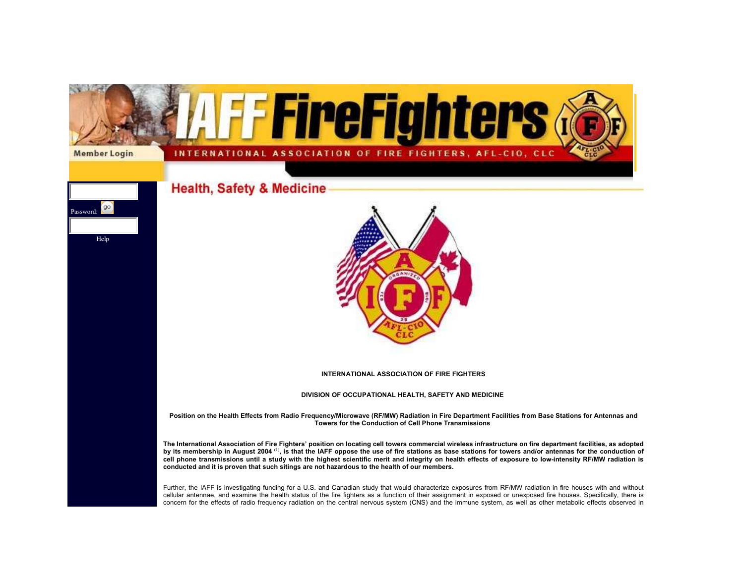Member Login

Password: go

Help

## Health, Safety & Medicine

**INTERNATIONAL ASSOCIATION OF FIRE FIGHTERS**

**DIVISION OF OCCUPATIONAL HEALTH, SAFETY AND MEDICINE**

**Position on the Health Effects from Radio Frequency/Microwave (RF/MW) Radiation in Fire Department Facilities from Base Stations for Antennas and Towers for the Conduction of Cell Phone Transmissions**

**The International Association of Fire Fighters' position on locating cell towers commercial wireless infrastructure on fire department facilities, as adopted by its membership in August 2004 [1], is that the IAFF oppose the use of fire stations as base stations for towers and/or antennas for the conduction of cell phone transmissions until a study with the highest scientific merit and integrity on health effects of exposure to low-intensity RF/MW radiation is conducted and it is proven that such sitings are not hazardous to the health of our members.**

Further, the IAFF is investigating funding for a U.S. and Canadian study that would characterize exposures from RF/MW radiation in fire houses with and without cellular antennae, and examine the health status of the fire fighters as a function of their assignment in exposed or unexposed fire houses. Specifically, there is concern for the effects of radio frequency radiation on the central nervous system (CNS) and the immune system, as well as other metabolic effects observed in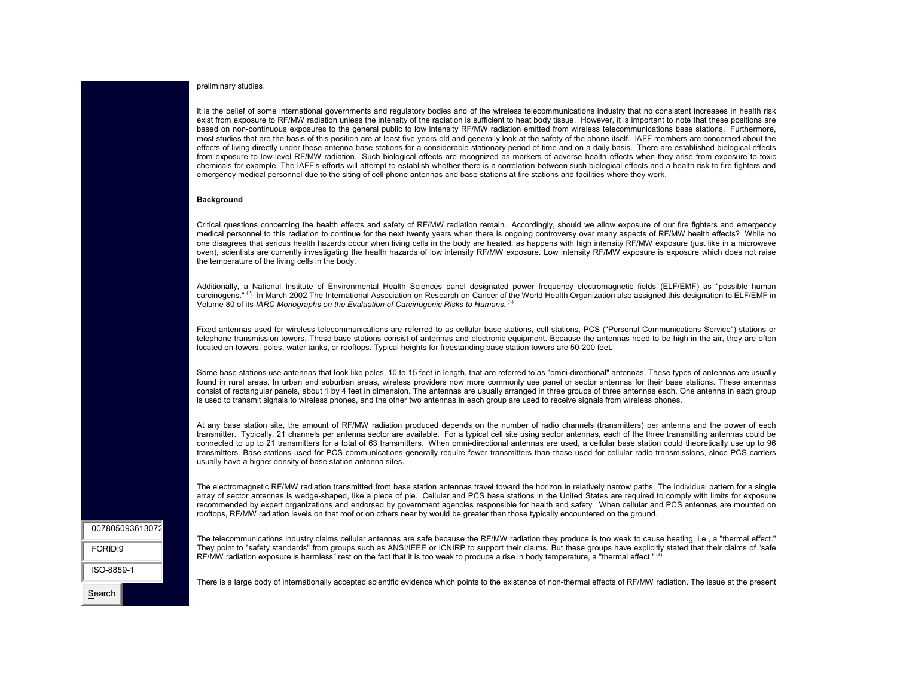preliminary studies.

It is the belief of some international governments and regulatory bodies and of the wireless telecommunications industry that no consistent increases in health risk exist from exposure to RF/MW radiation unless the intensity of the radiation is sufficient to heat body tissue. However, it is important to note that these positions are based on non-continuous exposures to the general public to low intensity RF/MW radiation emitted from wireless telecommunications base stations. Furthermore, most studies that are the basis of this position are at least five years old and generally look at the safety of the phone itself. IAFF members are concerned about the effects of living directly under these antenna base stations for a considerable stationary period of time and on a daily basis. There are established biological effects from exposure to low-level RF/MW radiation. Such biological effects are recognized as markers of adverse health effects when they arise from exposure to toxic chemicals for example. The IAFF's efforts will attempt to establish whether there is a correlation between such biological effects and a health risk to fire fighters and emergency medical personnel due to the siting of cell phone antennas and base stations at fire stations and facilities where they work.

**Background**

Critical questions concerning the health effects and safety of RF/MW radiation remain. Accordingly, should we allow exposure of our fire fighters and emergency medical personnel to this radiation to continue for the next twenty years when there is ongoing controversy over many aspects of RF/MW health effects? While no one disagrees that serious health hazards occur when living cells in the body are heated, as happens with high intensity RF/MW exposure (just like in a microwave oven), scientists are currently investigating the health hazards of low intensity RF/MW exposure. Low intensity RF/MW exposure is exposure which does not raise the temperature of the living cells in the body.

Additionally, a National Institute of Environmental Health Sciences panel designated power frequency electromagnetic fields (ELF/EMF) as "possible human carcinogens." [(2)] In March 2002 The International Association on Research on Cancer of the World Health Organization also assigned this designation to ELF/EMF in Volume 80 of its *IARC Monographs on the Evaluation of Carcinogenic Risks to Humans.* [(3)]

Fixed antennas used for wireless telecommunications are referred to as cellular base stations, cell stations, PCS ("Personal Communications Service") stations or telephone transmission towers. These base stations consist of antennas and electronic equipment. Because the antennas need to be high in the air, they are often located on towers, poles, water tanks, or rooftops. Typical heights for freestanding base station towers are 50-200 feet.

Some base stations use antennas that look like poles, 10 to 15 feet in length, that are referred to as "omni-directional" antennas. These types of antennas are usually found in rural areas. In urban and suburban areas, wireless providers now more commonly use panel or sector antennas for their base stations. These antennas consist of rectangular panels, about 1 by 4 feet in dimension. The antennas are usually arranged in three groups of three antennas each. One antenna in each group is used to transmit signals to wireless phones, and the other two antennas in each group are used to receive signals from wireless phones.

At any base station site, the amount of RF/MW radiation produced depends on the number of radio channels (transmitters) per antenna and the power of each transmitter. Typically, 21 channels per antenna sector are available. For a typical cell site using sector antennas, each of the three transmitting antennas could be connected to up to 21 transmitters for a total of 63 transmitters. When omni-directional antennas are used, a cellular base station could theoretically use up to 96 transmitters. Base stations used for PCS communications generally require fewer transmitters than those used for cellular radio transmissions, since PCS carriers usually have a higher density of base station antenna sites.

The electromagnetic RF/MW radiation transmitted from base station antennas travel toward the horizon in relatively narrow paths. The individual pattern for a single array of sector antennas is wedge-shaped, like a piece of pie. Cellular and PCS base stations in the United States are required to comply with limits for exposure recommended by expert organizations and endorsed by government agencies responsible for health and safety. When cellular and PCS antennas are mounted on rooftops, RF/MW radiation levels on that roof or on others near by would be greater than those typically encountered on the ground.

The telecommunications industry claims cellular antennas are safe because the RF/MW radiation they produce is too weak to cause heating, i.e., a "thermal effect." They point to "safety standards" from groups such as ANSI/IEEE or ICNIRP to support their claims. But these groups have explicitly stated that their claims of "safe RF/MW radiation exposure is harmless" rest on the fact that it is too weak to produce a rise in body temperature, a "thermal effect." [(4)]

There is a large body of internationally accepted scientific evidence which points to the existence of non-thermal effects of RF/MW radiation. The issue at the present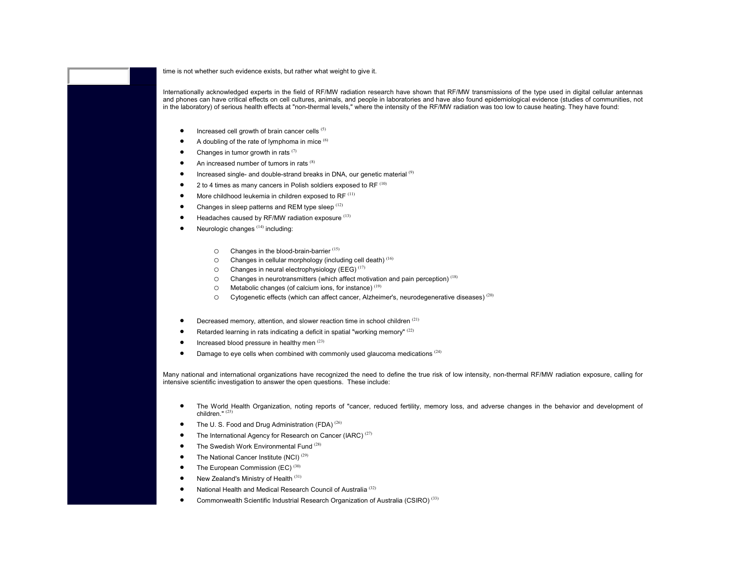time is not whether such evidence exists, but rather what weight to give it.

Internationally acknowledged experts in the field of RF/MW radiation research have shown that RF/MW transmissions of the type used in digital cellular antennas and phones can have critical effects on cell cultures, animals, and people in laboratories and have also found epidemiological evidence (studies of communities, not in the laboratory) of serious health effects at "non-thermal levels," where the intensity of the RF/MW radiation was too low to cause heating. They have found:

- Increased cell growth of brain cancer cells [(5)]
- A doubling of the rate of lymphoma in mice [(6)]
- Changes in tumor growth in rats [(7)]
- An increased number of tumors in rats [(8)]
- Increased single- and double-strand breaks in DNA, our genetic material [(9)]
- 2 to 4 times as many cancers in Polish soldiers exposed to RF [(10)]
- More childhood leukemia in children exposed to RF [(11)]
- Changes in sleep patterns and REM type sleep [(12)]
- Headaches caused by RF/MW radiation exposure [(13)]
- Neurologic changes [(14)] including:
    - Changes in the blood-brain-barrier [(15)]
    - Changes in cellular morphology (including cell death) [(16)]
    - Changes in neural electrophysiology (EEG) [(17)]
    - Changes in neurotransmitters (which affect motivation and pain perception) [(18)]
    - Metabolic changes (of calcium ions, for instance) [(19)]
    - Cytogenetic effects (which can affect cancer, Alzheimer's, neurodegenerative diseases) [(20)]
- Decreased memory, attention, and slower reaction time in school children [(21)]
- Retarded learning in rats indicating a deficit in spatial "working memory" [(22)]
- Increased blood pressure in healthy men [(23)]
- Damage to eye cells when combined with commonly used glaucoma medications [(24)]

Many national and international organizations have recognized the need to define the true risk of low intensity, non-thermal RF/MW radiation exposure, calling for intensive scientific investigation to answer the open questions. These include:

- The World Health Organization, noting reports of "cancer, reduced fertility, memory loss, and adverse changes in the behavior and development of children." [(25)]
- The U. S. Food and Drug Administration (FDA) [(26)]
- The International Agency for Research on Cancer (IARC) [(27)]
- The Swedish Work Environmental Fund [(28)]
- The National Cancer Institute (NCI) [(29)]
- The European Commission (EC) [(30)]
- New Zealand's Ministry of Health [(31)]
- National Health and Medical Research Council of Australia [(32)]
- Commonwealth Scientific Industrial Research Organization of Australia (CSIRO) [(33)]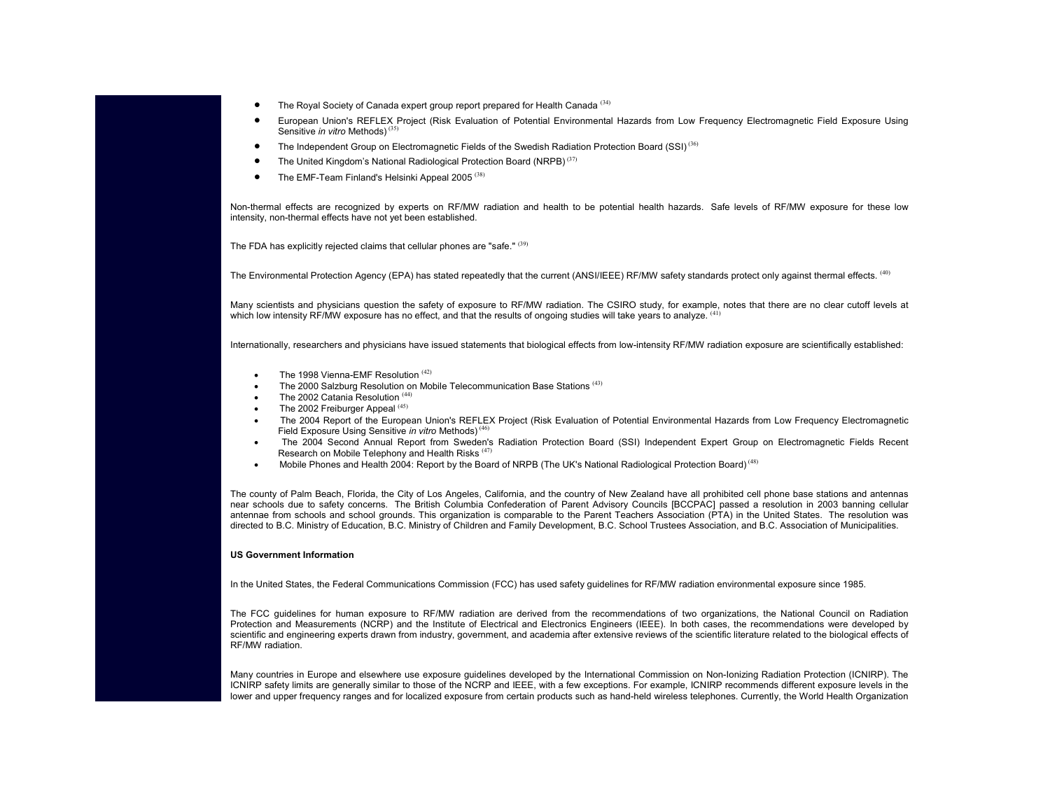- The Royal Society of Canada expert group report prepared for Health Canada [34]
- European Union's REFLEX Project (Risk Evaluation of Potential Environmental Hazards from Low Frequency Electromagnetic Field Exposure Using Sensitive *in vitro* Methods) [35]
- The Independent Group on Electromagnetic Fields of the Swedish Radiation Protection Board (SSI) [36]
- The United Kingdom's National Radiological Protection Board (NRPB) [37]
- The EMF-Team Finland's Helsinki Appeal 2005 [38]

Non-thermal effects are recognized by experts on RF/MW radiation and health to be potential health hazards. Safe levels of RF/MW exposure for these low intensity, non-thermal effects have not yet been established.

The FDA has explicitly rejected claims that cellular phones are "safe." [39]

The Environmental Protection Agency (EPA) has stated repeatedly that the current (ANSI/IEEE) RF/MW safety standards protect only against thermal effects. [40]

Many scientists and physicians question the safety of exposure to RF/MW radiation. The CSIRO study, for example, notes that there are no clear cutoff levels at which low intensity RF/MW exposure has no effect, and that the results of ongoing studies will take years to analyze. [41]

Internationally, researchers and physicians have issued statements that biological effects from low-intensity RF/MW radiation exposure are scientifically established:

- The 1998 Vienna-EMF Resolution [42]
- The 2000 Salzburg Resolution on Mobile Telecommunication Base Stations [43]
- The 2002 Catania Resolution [44]
- The 2002 Freiburger Appeal [45]
- The 2004 Report of the European Union's REFLEX Project (Risk Evaluation of Potential Environmental Hazards from Low Frequency Electromagnetic Field Exposure Using Sensitive *in vitro* Methods) [46]
- The 2004 Second Annual Report from Sweden's Radiation Protection Board (SSI) Independent Expert Group on Electromagnetic Fields Recent Research on Mobile Telephony and Health Risks [47]
- Mobile Phones and Health 2004: Report by the Board of NRPB (The UK's National Radiological Protection Board) [48]

The county of Palm Beach, Florida, the City of Los Angeles, California, and the country of New Zealand have all prohibited cell phone base stations and antennas near schools due to safety concerns. The British Columbia Confederation of Parent Advisory Councils [BCCPAC] passed a resolution in 2003 banning cellular antennae from schools and school grounds. This organization is comparable to the Parent Teachers Association (PTA) in the United States. The resolution was directed to B.C. Ministry of Education, B.C. Ministry of Children and Family Development, B.C. School Trustees Association, and B.C. Association of Municipalities.

**US Government Information**

In the United States, the Federal Communications Commission (FCC) has used safety guidelines for RF/MW radiation environmental exposure since 1985.

The FCC guidelines for human exposure to RF/MW radiation are derived from the recommendations of two organizations, the National Council on Radiation Protection and Measurements (NCRP) and the Institute of Electrical and Electronics Engineers (IEEE). In both cases, the recommendations were developed by scientific and engineering experts drawn from industry, government, and academia after extensive reviews of the scientific literature related to the biological effects of RF/MW radiation.

Many countries in Europe and elsewhere use exposure guidelines developed by the International Commission on Non-Ionizing Radiation Protection (ICNIRP). The ICNIRP safety limits are generally similar to those of the NCRP and IEEE, with a few exceptions. For example, ICNIRP recommends different exposure levels in the lower and upper frequency ranges and for localized exposure from certain products such as hand-held wireless telephones. Currently, the World Health Organization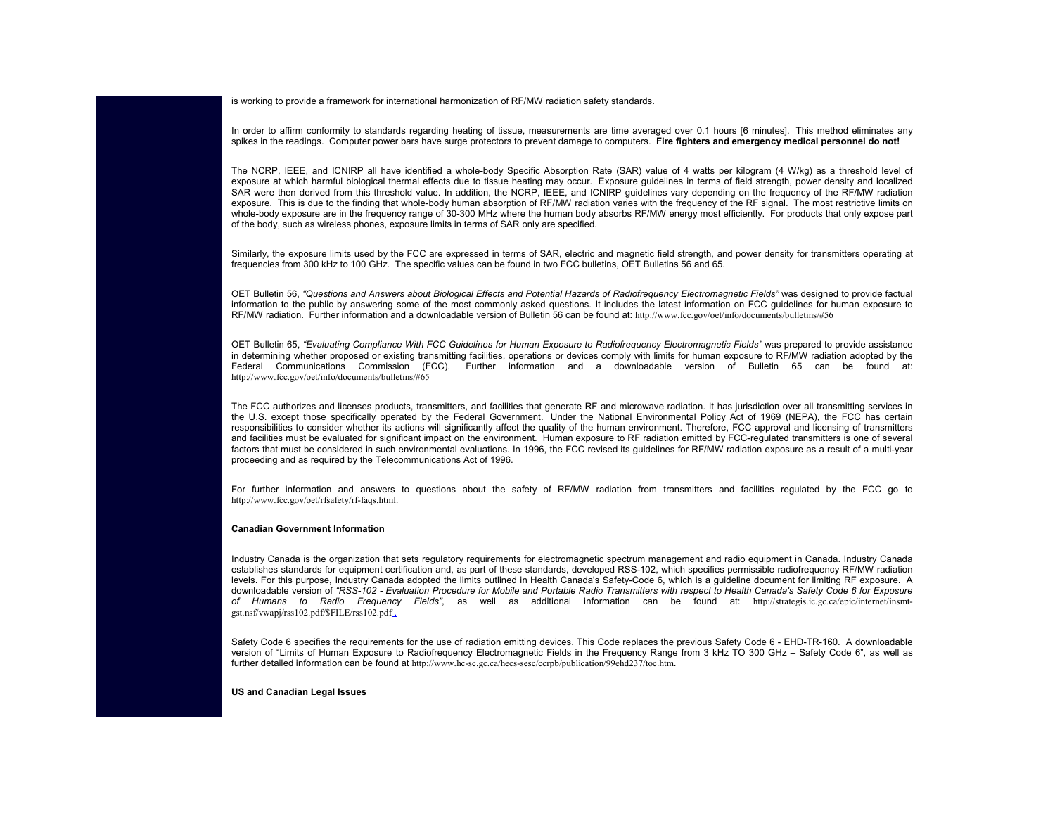is working to provide a framework for international harmonization of RF/MW radiation safety standards.

In order to affirm conformity to standards regarding heating of tissue, measurements are time averaged over 0.1 hours [6 minutes]. This method eliminates any spikes in the readings. Computer power bars have surge protectors to prevent damage to computers. **Fire fighters and emergency medical personnel do not!**

The NCRP, IEEE, and ICNIRP all have identified a whole-body Specific Absorption Rate (SAR) value of 4 watts per kilogram (4 W/kg) as a threshold level of exposure at which harmful biological thermal effects due to tissue heating may occur. Exposure guidelines in terms of field strength, power density and localized SAR were then derived from this threshold value. In addition, the NCRP, IEEE, and ICNIRP guidelines vary depending on the frequency of the RF/MW radiation exposure. This is due to the finding that whole-body human absorption of RF/MW radiation varies with the frequency of the RF signal. The most restrictive limits on whole-body exposure are in the frequency range of 30-300 MHz where the human body absorbs RF/MW energy most efficiently. For products that only expose part of the body, such as wireless phones, exposure limits in terms of SAR only are specified.

Similarly, the exposure limits used by the FCC are expressed in terms of SAR, electric and magnetic field strength, and power density for transmitters operating at frequencies from 300 kHz to 100 GHz. The specific values can be found in two FCC bulletins, OET Bulletins 56 and 65.

OET Bulletin 56, *"Questions and Answers about Biological Effects and Potential Hazards of Radiofrequency Electromagnetic Fields"* was designed to provide factual information to the public by answering some of the most commonly asked questions. It includes the latest information on FCC guidelines for human exposure to RF/MW radiation. Further information and a downloadable version of Bulletin 56 can be found at: http://www.fcc.gov/oet/info/documents/bulletins/#56

OET Bulletin 65, *"Evaluating Compliance With FCC Guidelines for Human Exposure to Radiofrequency Electromagnetic Fields"* was prepared to provide assistance in determining whether proposed or existing transmitting facilities, operations or devices comply with limits for human exposure to RF/MW radiation adopted by the Federal Communications Commission (FCC). Further information and a downloadable version of Bulletin 65 can be found at: http://www.fcc.gov/oet/info/documents/bulletins/#65

The FCC authorizes and licenses products, transmitters, and facilities that generate RF and microwave radiation. It has jurisdiction over all transmitting services in the U.S. except those specifically operated by the Federal Government. Under the National Environmental Policy Act of 1969 (NEPA), the FCC has certain responsibilities to consider whether its actions will significantly affect the quality of the human environment. Therefore, FCC approval and licensing of transmitters and facilities must be evaluated for significant impact on the environment. Human exposure to RF radiation emitted by FCC-regulated transmitters is one of several factors that must be considered in such environmental evaluations. In 1996, the FCC revised its guidelines for RF/MW radiation exposure as a result of a multi-year proceeding and as required by the Telecommunications Act of 1996.

For further information and answers to questions about the safety of RF/MW radiation from transmitters and facilities regulated by the FCC go to http://www.fcc.gov/oet/rfsafety/rf-faqs.html.

**Canadian Government Information**

Industry Canada is the organization that sets regulatory requirements for electromagnetic spectrum management and radio equipment in Canada. Industry Canada establishes standards for equipment certification and, as part of these standards, developed RSS-102, which specifies permissible radiofrequency RF/MW radiation levels. For this purpose, Industry Canada adopted the limits outlined in Health Canada's Safety-Code 6, which is a guideline document for limiting RF exposure. A downloadable version of *"RSS-102 - Evaluation Procedure for Mobile and Portable Radio Transmitters with respect to Health Canada's Safety Code 6 for Exposure of Humans to Radio Frequency Fields"*, as well as additional information can be found at: http://strategis.ic.gc.ca/epic/internet/insmt-gst.nsf/vwapj/rss102.pdf/$FILE/rss102.pdf.

Safety Code 6 specifies the requirements for the use of radiation emitting devices. This Code replaces the previous Safety Code 6 - EHD-TR-160. A downloadable version of "Limits of Human Exposure to Radiofrequency Electromagnetic Fields in the Frequency Range from 3 kHz TO 300 GHz – Safety Code 6", as well as further detailed information can be found at http://www.hc-sc.gc.ca/hecs-sesc/ccrpb/publication/99ehd237/toc.htm.

**US and Canadian Legal Issues**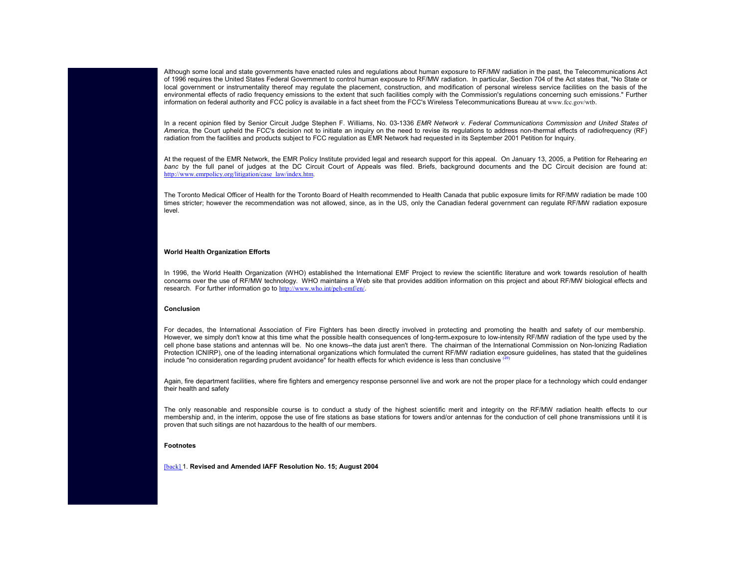Although some local and state governments have enacted rules and regulations about human exposure to RF/MW radiation in the past, the Telecommunications Act of 1996 requires the United States Federal Government to control human exposure to RF/MW radiation. In particular, Section 704 of the Act states that, "No State or local government or instrumentality thereof may regulate the placement, construction, and modification of personal wireless service facilities on the basis of the environmental effects of radio frequency emissions to the extent that such facilities comply with the Commission's regulations concerning such emissions." Further information on federal authority and FCC policy is available in a fact sheet from the FCC's Wireless Telecommunications Bureau at www.fcc.gov/wtb.

In a recent opinion filed by Senior Circuit Judge Stephen F. Williams, No. 03-1336 *EMR Network v. Federal Communications Commission and United States of America*, the Court upheld the FCC's decision not to initiate an inquiry on the need to revise its regulations to address non-thermal effects of radiofrequency (RF) radiation from the facilities and products subject to FCC regulation as EMR Network had requested in its September 2001 Petition for Inquiry.

At the request of the EMR Network, the EMR Policy Institute provided legal and research support for this appeal. On January 13, 2005, a Petition for Rehearing *en banc* by the full panel of judges at the DC Circuit Court of Appeals was filed. Briefs, background documents and the DC Circuit decision are found at: http://www.emrpolicy.org/litigation/case_law/index.htm.

The Toronto Medical Officer of Health for the Toronto Board of Health recommended to Health Canada that public exposure limits for RF/MW radiation be made 100 times stricter; however the recommendation was not allowed, since, as in the US, only the Canadian federal government can regulate RF/MW radiation exposure level.

**World Health Organization Efforts**

In 1996, the World Health Organization (WHO) established the International EMF Project to review the scientific literature and work towards resolution of health concerns over the use of RF/MW technology. WHO maintains a Web site that provides addition information on this project and about RF/MW biological effects and research. For further information go to http://www.who.int/peh-emf/en/.

**Conclusion**

For decades, the International Association of Fire Fighters has been directly involved in protecting and promoting the health and safety of our membership. However, we simply don't know at this time what the possible health consequences of long-term exposure to low-intensity RF/MW radiation of the type used by the cell phone base stations and antennas will be. No one knows--the data just aren't there. The chairman of the International Commission on Non-Ionizing Radiation Protection ICNIRP), one of the leading international organizations which formulated the current RF/MW radiation exposure guidelines, has stated that the guidelines include "no consideration regarding prudent avoidance" for health effects for which evidence is less than conclusive [49]

Again, fire department facilities, where fire fighters and emergency response personnel live and work are not the proper place for a technology which could endanger their health and safety

The only reasonable and responsible course is to conduct a study of the highest scientific merit and integrity on the RF/MW radiation health effects to our membership and, in the interim, oppose the use of fire stations as base stations for towers and/or antennas for the conduction of cell phone transmissions until it is proven that such sitings are not hazardous to the health of our members.

**Footnotes**

[back] 1. **Revised and Amended IAFF Resolution No. 15; August 2004**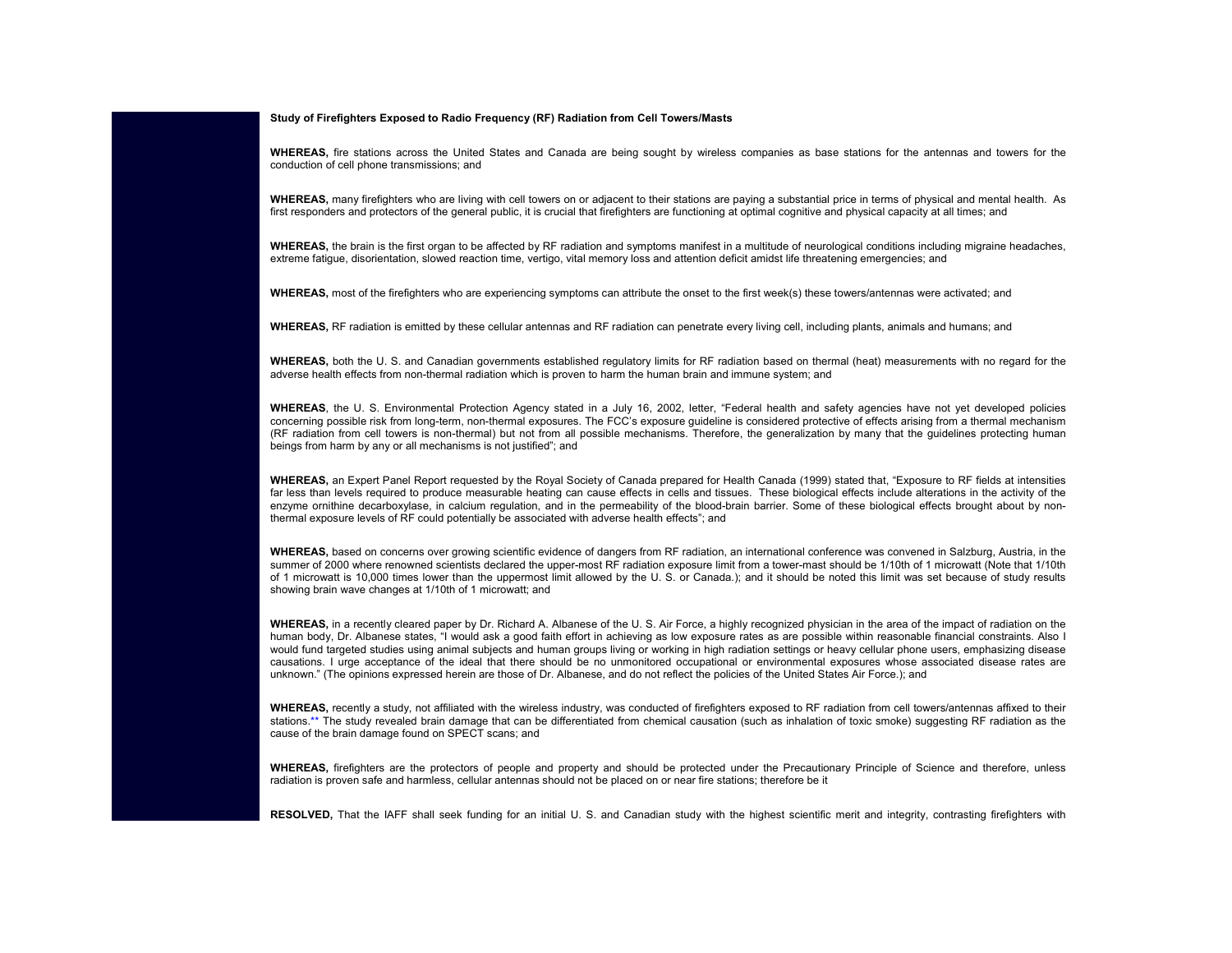**Study of Firefighters Exposed to Radio Frequency (RF) Radiation from Cell Towers/Masts**

**WHEREAS,** fire stations across the United States and Canada are being sought by wireless companies as base stations for the antennas and towers for the conduction of cell phone transmissions; and

**WHEREAS,** many firefighters who are living with cell towers on or adjacent to their stations are paying a substantial price in terms of physical and mental health. As first responders and protectors of the general public, it is crucial that firefighters are functioning at optimal cognitive and physical capacity at all times; and

**WHEREAS,** the brain is the first organ to be affected by RF radiation and symptoms manifest in a multitude of neurological conditions including migraine headaches, extreme fatigue, disorientation, slowed reaction time, vertigo, vital memory loss and attention deficit amidst life threatening emergencies; and

**WHEREAS,** most of the firefighters who are experiencing symptoms can attribute the onset to the first week(s) these towers/antennas were activated; and

**WHEREAS,** RF radiation is emitted by these cellular antennas and RF radiation can penetrate every living cell, including plants, animals and humans; and

**WHEREAS,** both the U. S. and Canadian governments established regulatory limits for RF radiation based on thermal (heat) measurements with no regard for the adverse health effects from non-thermal radiation which is proven to harm the human brain and immune system; and

**WHEREAS**, the U. S. Environmental Protection Agency stated in a July 16, 2002, letter, "Federal health and safety agencies have not yet developed policies concerning possible risk from long-term, non-thermal exposures. The FCC's exposure guideline is considered protective of effects arising from a thermal mechanism (RF radiation from cell towers is non-thermal) but not from all possible mechanisms. Therefore, the generalization by many that the guidelines protecting human beings from harm by any or all mechanisms is not justified"; and

**WHEREAS,** an Expert Panel Report requested by the Royal Society of Canada prepared for Health Canada (1999) stated that, "Exposure to RF fields at intensities far less than levels required to produce measurable heating can cause effects in cells and tissues. These biological effects include alterations in the activity of the enzyme ornithine decarboxylase, in calcium regulation, and in the permeability of the blood-brain barrier. Some of these biological effects brought about by non-thermal exposure levels of RF could potentially be associated with adverse health effects"; and

**WHEREAS,** based on concerns over growing scientific evidence of dangers from RF radiation, an international conference was convened in Salzburg, Austria, in the summer of 2000 where renowned scientists declared the upper-most RF radiation exposure limit from a tower-mast should be 1/10th of 1 microwatt (Note that 1/10th of 1 microwatt is 10,000 times lower than the uppermost limit allowed by the U. S. or Canada.); and it should be noted this limit was set because of study results showing brain wave changes at 1/10th of 1 microwatt; and

**WHEREAS,** in a recently cleared paper by Dr. Richard A. Albanese of the U. S. Air Force, a highly recognized physician in the area of the impact of radiation on the human body, Dr. Albanese states, "I would ask a good faith effort in achieving as low exposure rates as are possible within reasonable financial constraints. Also I would fund targeted studies using animal subjects and human groups living or working in high radiation settings or heavy cellular phone users, emphasizing disease causations. I urge acceptance of the ideal that there should be no unmonitored occupational or environmental exposures whose associated disease rates are unknown." (The opinions expressed herein are those of Dr. Albanese, and do not reflect the policies of the United States Air Force.); and

**WHEREAS,** recently a study, not affiliated with the wireless industry, was conducted of firefighters exposed to RF radiation from cell towers/antennas affixed to their stations.** The study revealed brain damage that can be differentiated from chemical causation (such as inhalation of toxic smoke) suggesting RF radiation as the cause of the brain damage found on SPECT scans; and

**WHEREAS,** firefighters are the protectors of people and property and should be protected under the Precautionary Principle of Science and therefore, unless radiation is proven safe and harmless, cellular antennas should not be placed on or near fire stations; therefore be it

**RESOLVED,** That the IAFF shall seek funding for an initial U. S. and Canadian study with the highest scientific merit and integrity, contrasting firefighters with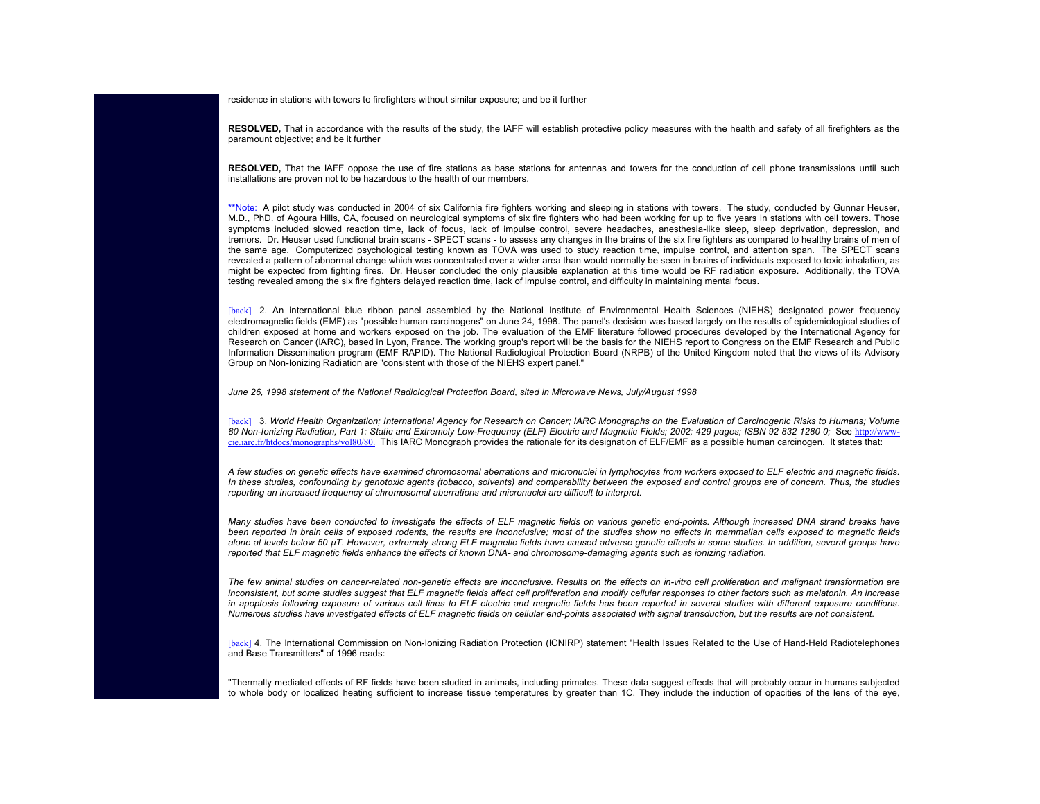residence in stations with towers to firefighters without similar exposure; and be it further

**RESOLVED,** That in accordance with the results of the study, the IAFF will establish protective policy measures with the health and safety of all firefighters as the paramount objective; and be it further

**RESOLVED,** That the IAFF oppose the use of fire stations as base stations for antennas and towers for the conduction of cell phone transmissions until such installations are proven not to be hazardous to the health of our members.

**Note: A pilot study was conducted in 2004 of six California fire fighters working and sleeping in stations with towers. The study, conducted by Gunnar Heuser, M.D., PhD. of Agoura Hills, CA, focused on neurological symptoms of six fire fighters who had been working for up to five years in stations with cell towers. Those symptoms included slowed reaction time, lack of focus, lack of impulse control, severe headaches, anesthesia-like sleep, sleep deprivation, depression, and tremors. Dr. Heuser used functional brain scans - SPECT scans - to assess any changes in the brains of the six fire fighters as compared to healthy brains of men of the same age. Computerized psychological testing known as TOVA was used to study reaction time, impulse control, and attention span. The SPECT scans revealed a pattern of abnormal change which was concentrated over a wider area than would normally be seen in brains of individuals exposed to toxic inhalation, as might be expected from fighting fires. Dr. Heuser concluded the only plausible explanation at this time would be RF radiation exposure. Additionally, the TOVA testing revealed among the six fire fighters delayed reaction time, lack of impulse control, and difficulty in maintaining mental focus.

[back] 2. An international blue ribbon panel assembled by the National Institute of Environmental Health Sciences (NIEHS) designated power frequency electromagnetic fields (EMF) as "possible human carcinogens" on June 24, 1998. The panel's decision was based largely on the results of epidemiological studies of children exposed at home and workers exposed on the job. The evaluation of the EMF literature followed procedures developed by the International Agency for Research on Cancer (IARC), based in Lyon, France. The working group's report will be the basis for the NIEHS report to Congress on the EMF Research and Public Information Dissemination program (EMF RAPID). The National Radiological Protection Board (NRPB) of the United Kingdom noted that the views of its Advisory Group on Non-Ionizing Radiation are "consistent with those of the NIEHS expert panel."

*June 26, 1998 statement of the National Radiological Protection Board, sited in Microwave News, July/August 1998*

[back] 3. *World Health Organization; International Agency for Research on Cancer; IARC Monographs on the Evaluation of Carcinogenic Risks to Humans; Volume 80 Non-Ionizing Radiation, Part 1: Static and Extremely Low-Frequency (ELF) Electric and Magnetic Fields; 2002; 429 pages; ISBN 92 832 1280 0;* See http://www-cie.iarc.fr/htdocs/monographs/vol80/80. This IARC Monograph provides the rationale for its designation of ELF/EMF as a possible human carcinogen. It states that:

*A few studies on genetic effects have examined chromosomal aberrations and micronuclei in lymphocytes from workers exposed to ELF electric and magnetic fields. In these studies, confounding by genotoxic agents (tobacco, solvents) and comparability between the exposed and control groups are of concern. Thus, the studies reporting an increased frequency of chromosomal aberrations and micronuclei are difficult to interpret.*

*Many studies have been conducted to investigate the effects of ELF magnetic fields on various genetic end-points. Although increased DNA strand breaks have been reported in brain cells of exposed rodents, the results are inconclusive; most of the studies show no effects in mammalian cells exposed to magnetic fields alone at levels below 50 μT. However, extremely strong ELF magnetic fields have caused adverse genetic effects in some studies. In addition, several groups have reported that ELF magnetic fields enhance the effects of known DNA- and chromosome-damaging agents such as ionizing radiation.*

*The few animal studies on cancer-related non-genetic effects are inconclusive. Results on the effects on in-vitro cell proliferation and malignant transformation are inconsistent, but some studies suggest that ELF magnetic fields affect cell proliferation and modify cellular responses to other factors such as melatonin. An increase in apoptosis following exposure of various cell lines to ELF electric and magnetic fields has been reported in several studies with different exposure conditions. Numerous studies have investigated effects of ELF magnetic fields on cellular end-points associated with signal transduction, but the results are not consistent.*

[back] 4. The International Commission on Non-Ionizing Radiation Protection (ICNIRP) statement "Health Issues Related to the Use of Hand-Held Radiotelephones and Base Transmitters" of 1996 reads:

"Thermally mediated effects of RF fields have been studied in animals, including primates. These data suggest effects that will probably occur in humans subjected to whole body or localized heating sufficient to increase tissue temperatures by greater than 1C. They include the induction of opacities of the lens of the eye,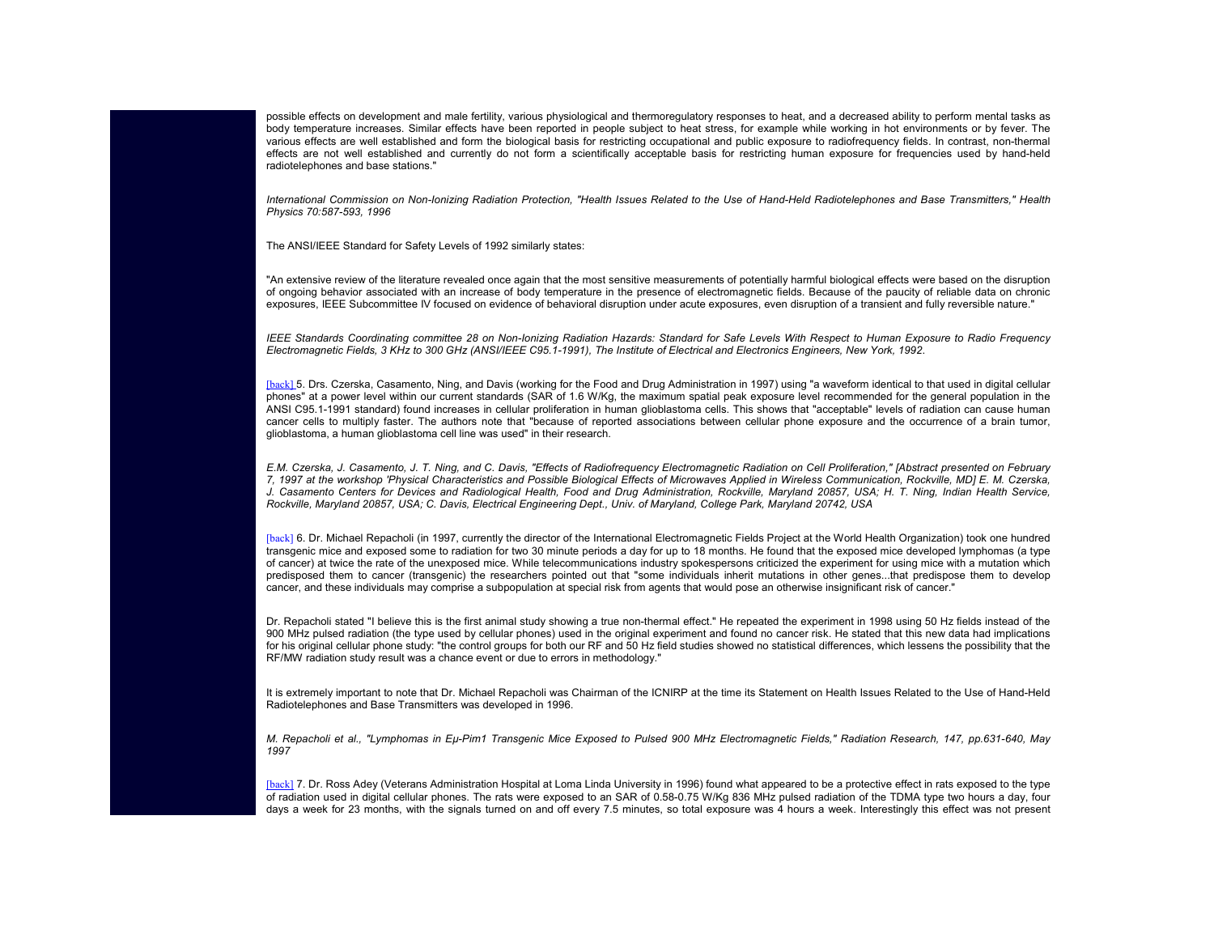possible effects on development and male fertility, various physiological and thermoregulatory responses to heat, and a decreased ability to perform mental tasks as body temperature increases. Similar effects have been reported in people subject to heat stress, for example while working in hot environments or by fever. The various effects are well established and form the biological basis for restricting occupational and public exposure to radiofrequency fields. In contrast, non-thermal effects are not well established and currently do not form a scientifically acceptable basis for restricting human exposure for frequencies used by hand-held radiotelephones and base stations."

*International Commission on Non-Ionizing Radiation Protection, "Health Issues Related to the Use of Hand-Held Radiotelephones and Base Transmitters," Health Physics 70:587-593, 1996*

The ANSI/IEEE Standard for Safety Levels of 1992 similarly states:

"An extensive review of the literature revealed once again that the most sensitive measurements of potentially harmful biological effects were based on the disruption of ongoing behavior associated with an increase of body temperature in the presence of electromagnetic fields. Because of the paucity of reliable data on chronic exposures, IEEE Subcommittee IV focused on evidence of behavioral disruption under acute exposures, even disruption of a transient and fully reversible nature."

*IEEE Standards Coordinating committee 28 on Non-Ionizing Radiation Hazards: Standard for Safe Levels With Respect to Human Exposure to Radio Frequency Electromagnetic Fields, 3 KHz to 300 GHz (ANSI/IEEE C95.1-1991), The Institute of Electrical and Electronics Engineers, New York, 1992.*

[back] 5. Drs. Czerska, Casamento, Ning, and Davis (working for the Food and Drug Administration in 1997) using "a waveform identical to that used in digital cellular phones" at a power level within our current standards (SAR of 1.6 W/Kg, the maximum spatial peak exposure level recommended for the general population in the ANSI C95.1-1991 standard) found increases in cellular proliferation in human glioblastoma cells. This shows that "acceptable" levels of radiation can cause human cancer cells to multiply faster. The authors note that "because of reported associations between cellular phone exposure and the occurrence of a brain tumor, glioblastoma, a human glioblastoma cell line was used" in their research.

*E.M. Czerska, J. Casamento, J. T. Ning, and C. Davis, "Effects of Radiofrequency Electromagnetic Radiation on Cell Proliferation," [Abstract presented on February 7, 1997 at the workshop 'Physical Characteristics and Possible Biological Effects of Microwaves Applied in Wireless Communication, Rockville, MD] E. M. Czerska, J. Casamento Centers for Devices and Radiological Health, Food and Drug Administration, Rockville, Maryland 20857, USA; H. T. Ning, Indian Health Service, Rockville, Maryland 20857, USA; C. Davis, Electrical Engineering Dept., Univ. of Maryland, College Park, Maryland 20742, USA*

[back] 6. Dr. Michael Repacholi (in 1997, currently the director of the International Electromagnetic Fields Project at the World Health Organization) took one hundred transgenic mice and exposed some to radiation for two 30 minute periods a day for up to 18 months. He found that the exposed mice developed lymphomas (a type of cancer) at twice the rate of the unexposed mice. While telecommunications industry spokespersons criticized the experiment for using mice with a mutation which predisposed them to cancer (transgenic) the researchers pointed out that "some individuals inherit mutations in other genes...that predispose them to develop cancer, and these individuals may comprise a subpopulation at special risk from agents that would pose an otherwise insignificant risk of cancer."

Dr. Repacholi stated "I believe this is the first animal study showing a true non-thermal effect." He repeated the experiment in 1998 using 50 Hz fields instead of the 900 MHz pulsed radiation (the type used by cellular phones) used in the original experiment and found no cancer risk. He stated that this new data had implications for his original cellular phone study: "the control groups for both our RF and 50 Hz field studies showed no statistical differences, which lessens the possibility that the RF/MW radiation study result was a chance event or due to errors in methodology."

It is extremely important to note that Dr. Michael Repacholi was Chairman of the ICNIRP at the time its Statement on Health Issues Related to the Use of Hand-Held Radiotelephones and Base Transmitters was developed in 1996.

*M. Repacholi et al., "Lymphomas in Eμ-Pim1 Transgenic Mice Exposed to Pulsed 900 MHz Electromagnetic Fields," Radiation Research, 147, pp.631-640, May 1997*

[back] 7. Dr. Ross Adey (Veterans Administration Hospital at Loma Linda University in 1996) found what appeared to be a protective effect in rats exposed to the type of radiation used in digital cellular phones. The rats were exposed to an SAR of 0.58-0.75 W/Kg 836 MHz pulsed radiation of the TDMA type two hours a day, four days a week for 23 months, with the signals turned on and off every 7.5 minutes, so total exposure was 4 hours a week. Interestingly this effect was not present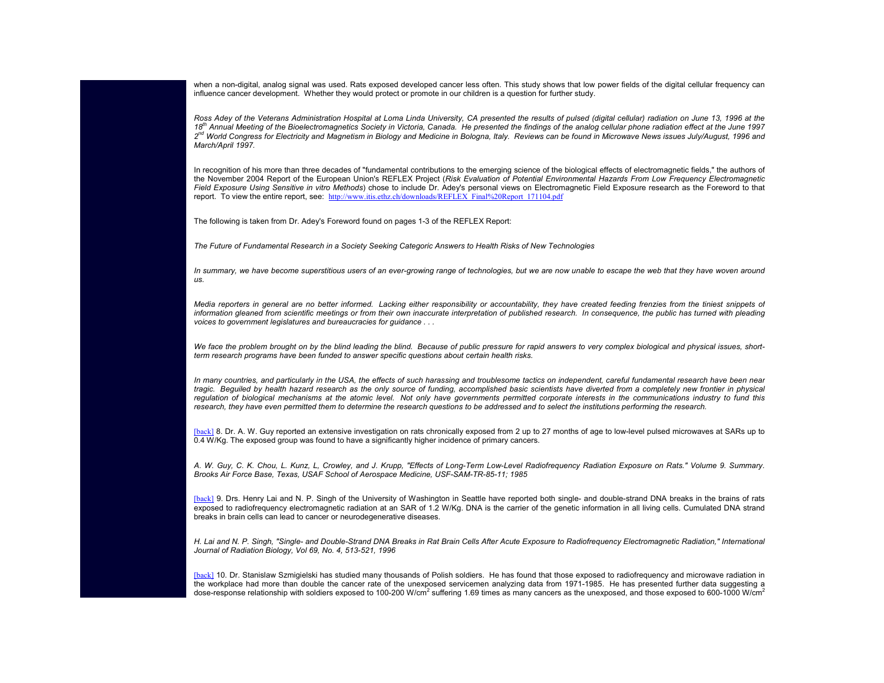when a non-digital, analog signal was used. Rats exposed developed cancer less often. This study shows that low power fields of the digital cellular frequency can influence cancer development. Whether they would protect or promote in our children is a question for further study.

*Ross Adey of the Veterans Administration Hospital at Loma Linda University, CA presented the results of pulsed (digital cellular) radiation on June 13, 1996 at the 18th Annual Meeting of the Bioelectromagnetics Society in Victoria, Canada. He presented the findings of the analog cellular phone radiation effect at the June 1997 2nd World Congress for Electricity and Magnetism in Biology and Medicine in Bologna, Italy. Reviews can be found in Microwave News issues July/August, 1996 and March/April 1997.*

In recognition of his more than three decades of "fundamental contributions to the emerging science of the biological effects of electromagnetic fields," the authors of the November 2004 Report of the European Union's REFLEX Project (*Risk Evaluation of Potential Environmental Hazards From Low Frequency Electromagnetic Field Exposure Using Sensitive in vitro Methods*) chose to include Dr. Adey's personal views on Electromagnetic Field Exposure research as the Foreword to that report. To view the entire report, see: http://www.itis.ethz.ch/downloads/REFLEX_Final%20Report_171104.pdf

The following is taken from Dr. Adey's Foreword found on pages 1-3 of the REFLEX Report:

*The Future of Fundamental Research in a Society Seeking Categoric Answers to Health Risks of New Technologies*

*In summary, we have become superstitious users of an ever-growing range of technologies, but we are now unable to escape the web that they have woven around us.*

*Media reporters in general are no better informed. Lacking either responsibility or accountability, they have created feeding frenzies from the tiniest snippets of information gleaned from scientific meetings or from their own inaccurate interpretation of published research. In consequence, the public has turned with pleading voices to government legislatures and bureaucracies for guidance . . .*

*We face the problem brought on by the blind leading the blind. Because of public pressure for rapid answers to very complex biological and physical issues, short-term research programs have been funded to answer specific questions about certain health risks.*

*In many countries, and particularly in the USA, the effects of such harassing and troublesome tactics on independent, careful fundamental research have been near tragic. Beguiled by health hazard research as the only source of funding, accomplished basic scientists have diverted from a completely new frontier in physical regulation of biological mechanisms at the atomic level. Not only have governments permitted corporate interests in the communications industry to fund this research, they have even permitted them to determine the research questions to be addressed and to select the institutions performing the research.*

[back] 8. Dr. A. W. Guy reported an extensive investigation on rats chronically exposed from 2 up to 27 months of age to low-level pulsed microwaves at SARs up to 0.4 W/Kg. The exposed group was found to have a significantly higher incidence of primary cancers.

*A. W. Guy, C. K. Chou, L. Kunz, L, Crowley, and J. Krupp, "Effects of Long-Term Low-Level Radiofrequency Radiation Exposure on Rats." Volume 9. Summary. Brooks Air Force Base, Texas, USAF School of Aerospace Medicine, USF-SAM-TR-85-11; 1985*

[back] 9. Drs. Henry Lai and N. P. Singh of the University of Washington in Seattle have reported both single- and double-strand DNA breaks in the brains of rats exposed to radiofrequency electromagnetic radiation at an SAR of 1.2 W/Kg. DNA is the carrier of the genetic information in all living cells. Cumulated DNA strand breaks in brain cells can lead to cancer or neurodegenerative diseases.

*H. Lai and N. P. Singh, "Single- and Double-Strand DNA Breaks in Rat Brain Cells After Acute Exposure to Radiofrequency Electromagnetic Radiation," International Journal of Radiation Biology, Vol 69, No. 4, 513-521, 1996*

[back] 10. Dr. Stanislaw Szmigielski has studied many thousands of Polish soldiers. He has found that those exposed to radiofrequency and microwave radiation in the workplace had more than double the cancer rate of the unexposed servicemen analyzing data from 1971-1985. He has presented further data suggesting a dose-response relationship with soldiers exposed to 100-200 W/cm$^2$ suffering 1.69 times as many cancers as the unexposed, and those exposed to 600-1000 W/cm$^2$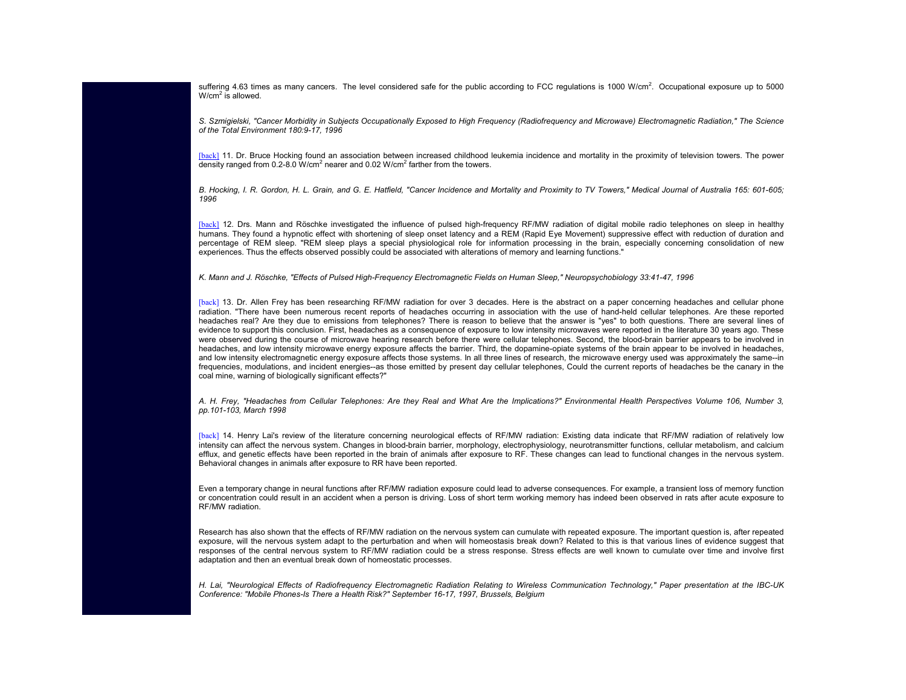suffering 4.63 times as many cancers. The level considered safe for the public according to FCC regulations is 1000 W/cm$^2$. Occupational exposure up to 5000 W/cm$^2$ is allowed.

*S. Szmigielski, "Cancer Morbidity in Subjects Occupationally Exposed to High Frequency (Radiofrequency and Microwave) Electromagnetic Radiation," The Science of the Total Environment 180:9-17, 1996*

[back] 11. Dr. Bruce Hocking found an association between increased childhood leukemia incidence and mortality in the proximity of television towers. The power density ranged from 0.2-8.0 W/cm$^2$ nearer and 0.02 W/cm$^2$ farther from the towers.

*B. Hocking, I. R. Gordon, H. L. Grain, and G. E. Hatfield, "Cancer Incidence and Mortality and Proximity to TV Towers," Medical Journal of Australia 165: 601-605; 1996*

[back] 12. Drs. Mann and Röschke investigated the influence of pulsed high-frequency RF/MW radiation of digital mobile radio telephones on sleep in healthy humans. They found a hypnotic effect with shortening of sleep onset latency and a REM (Rapid Eye Movement) suppressive effect with reduction of duration and percentage of REM sleep. "REM sleep plays a special physiological role for information processing in the brain, especially concerning consolidation of new experiences. Thus the effects observed possibly could be associated with alterations of memory and learning functions."

*K. Mann and J. Röschke, "Effects of Pulsed High-Frequency Electromagnetic Fields on Human Sleep," Neuropsychobiology 33:41-47, 1996*

[back] 13. Dr. Allen Frey has been researching RF/MW radiation for over 3 decades. Here is the abstract on a paper concerning headaches and cellular phone radiation. "There have been numerous recent reports of headaches occurring in association with the use of hand-held cellular telephones. Are these reported headaches real? Are they due to emissions from telephones? There is reason to believe that the answer is "yes" to both questions. There are several lines of evidence to support this conclusion. First, headaches as a consequence of exposure to low intensity microwaves were reported in the literature 30 years ago. These were observed during the course of microwave hearing research before there were cellular telephones. Second, the blood-brain barrier appears to be involved in headaches, and low intensity microwave energy exposure affects the barrier. Third, the dopamine-opiate systems of the brain appear to be involved in headaches, and low intensity electromagnetic energy exposure affects those systems. In all three lines of research, the microwave energy used was approximately the same--in frequencies, modulations, and incident energies--as those emitted by present day cellular telephones, Could the current reports of headaches be the canary in the coal mine, warning of biologically significant effects?"

*A. H. Frey, "Headaches from Cellular Telephones: Are they Real and What Are the Implications?" Environmental Health Perspectives Volume 106, Number 3, pp.101-103, March 1998*

[back] 14. Henry Lai's review of the literature concerning neurological effects of RF/MW radiation: Existing data indicate that RF/MW radiation of relatively low intensity can affect the nervous system. Changes in blood-brain barrier, morphology, electrophysiology, neurotransmitter functions, cellular metabolism, and calcium efflux, and genetic effects have been reported in the brain of animals after exposure to RF. These changes can lead to functional changes in the nervous system. Behavioral changes in animals after exposure to RR have been reported.

Even a temporary change in neural functions after RF/MW radiation exposure could lead to adverse consequences. For example, a transient loss of memory function or concentration could result in an accident when a person is driving. Loss of short term working memory has indeed been observed in rats after acute exposure to RF/MW radiation.

Research has also shown that the effects of RF/MW radiation on the nervous system can cumulate with repeated exposure. The important question is, after repeated exposure, will the nervous system adapt to the perturbation and when will homeostasis break down? Related to this is that various lines of evidence suggest that responses of the central nervous system to RF/MW radiation could be a stress response. Stress effects are well known to cumulate over time and involve first adaptation and then an eventual break down of homeostatic processes.

*H. Lai, "Neurological Effects of Radiofrequency Electromagnetic Radiation Relating to Wireless Communication Technology," Paper presentation at the IBC-UK Conference: "Mobile Phones-Is There a Health Risk?" September 16-17, 1997, Brussels, Belgium*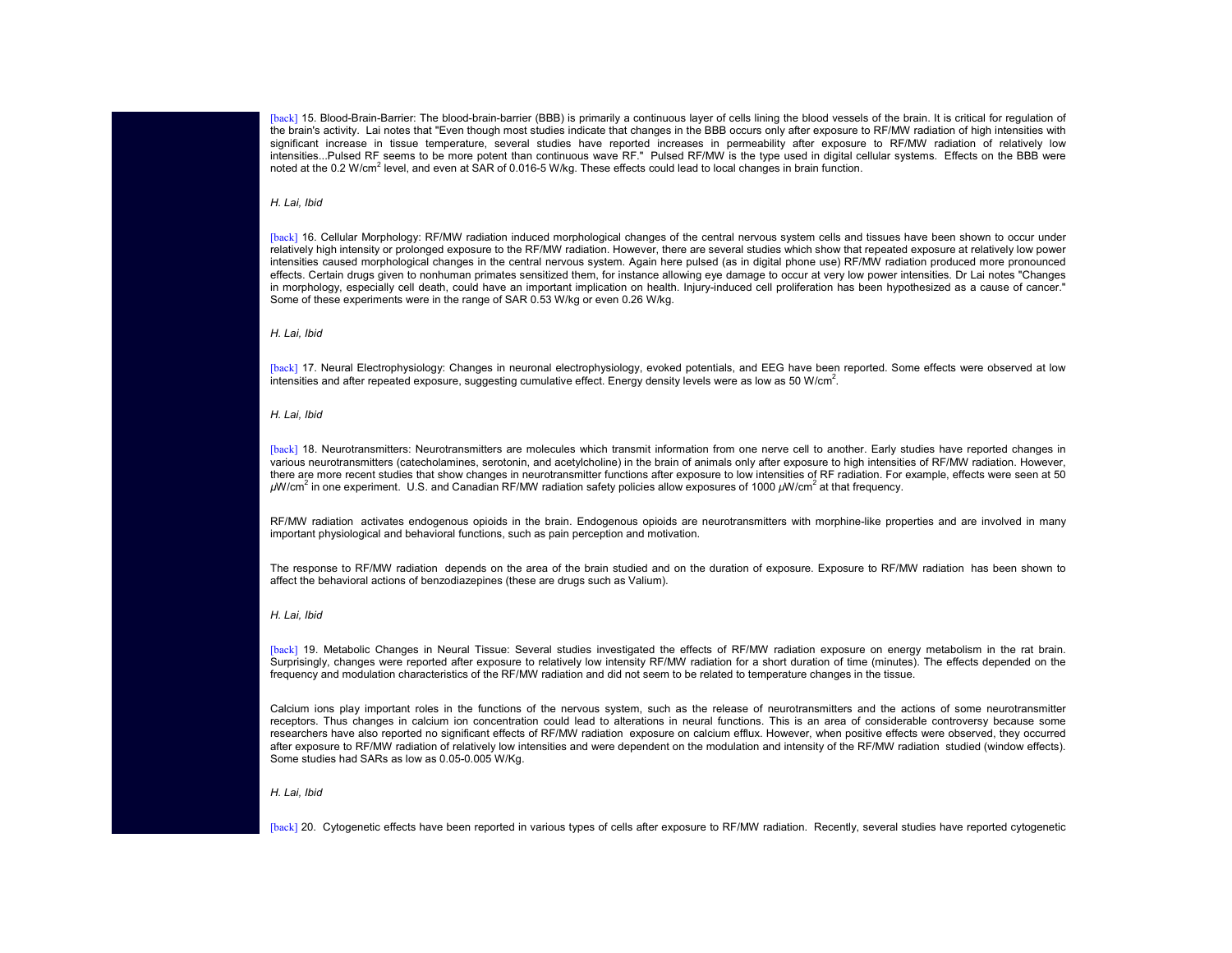[back] 15. Blood-Brain-Barrier: The blood-brain-barrier (BBB) is primarily a continuous layer of cells lining the blood vessels of the brain. It is critical for regulation of the brain's activity. Lai notes that "Even though most studies indicate that changes in the BBB occurs only after exposure to RF/MW radiation of high intensities with significant increase in tissue temperature, several studies have reported increases in permeability after exposure to RF/MW radiation of relatively low intensities...Pulsed RF seems to be more potent than continuous wave RF." Pulsed RF/MW is the type used in digital cellular systems. Effects on the BBB were noted at the 0.2 $W/cm^2$ level, and even at SAR of 0.016-5 W/kg. These effects could lead to local changes in brain function.

*H. Lai, Ibid*

[back] 16. Cellular Morphology: RF/MW radiation induced morphological changes of the central nervous system cells and tissues have been shown to occur under relatively high intensity or prolonged exposure to the RF/MW radiation. However, there are several studies which show that repeated exposure at relatively low power intensities caused morphological changes in the central nervous system. Again here pulsed (as in digital phone use) RF/MW radiation produced more pronounced effects. Certain drugs given to nonhuman primates sensitized them, for instance allowing eye damage to occur at very low power intensities. Dr Lai notes "Changes in morphology, especially cell death, could have an important implication on health. Injury-induced cell proliferation has been hypothesized as a cause of cancer." Some of these experiments were in the range of SAR 0.53 W/kg or even 0.26 W/kg.

*H. Lai, Ibid*

[back] 17. Neural Electrophysiology: Changes in neuronal electrophysiology, evoked potentials, and EEG have been reported. Some effects were observed at low intensities and after repeated exposure, suggesting cumulative effect. Energy density levels were as low as 50 $W/cm^2$.

*H. Lai, Ibid*

[back] 18. Neurotransmitters: Neurotransmitters are molecules which transmit information from one nerve cell to another. Early studies have reported changes in various neurotransmitters (catecholamines, serotonin, and acetylcholine) in the brain of animals only after exposure to high intensities of RF/MW radiation. However, there are more recent studies that show changes in neurotransmitter functions after exposure to low intensities of RF radiation. For example, effects were seen at 50 $\mu W/cm^2$ in one experiment. U.S. and Canadian RF/MW radiation safety policies allow exposures of 1000 $\mu W/cm^2$ at that frequency.

RF/MW radiation activates endogenous opioids in the brain. Endogenous opioids are neurotransmitters with morphine-like properties and are involved in many important physiological and behavioral functions, such as pain perception and motivation.

The response to RF/MW radiation depends on the area of the brain studied and on the duration of exposure. Exposure to RF/MW radiation has been shown to affect the behavioral actions of benzodiazepines (these are drugs such as Valium).

*H. Lai, Ibid*

[back] 19. Metabolic Changes in Neural Tissue: Several studies investigated the effects of RF/MW radiation exposure on energy metabolism in the rat brain. Surprisingly, changes were reported after exposure to relatively low intensity RF/MW radiation for a short duration of time (minutes). The effects depended on the frequency and modulation characteristics of the RF/MW radiation and did not seem to be related to temperature changes in the tissue.

Calcium ions play important roles in the functions of the nervous system, such as the release of neurotransmitters and the actions of some neurotransmitter receptors. Thus changes in calcium ion concentration could lead to alterations in neural functions. This is an area of considerable controversy because some researchers have also reported no significant effects of RF/MW radiation exposure on calcium efflux. However, when positive effects were observed, they occurred after exposure to RF/MW radiation of relatively low intensities and were dependent on the modulation and intensity of the RF/MW radiation studied (window effects). Some studies had SARs as low as 0.05-0.005 W/Kg.

*H. Lai, Ibid*

[back] 20. Cytogenetic effects have been reported in various types of cells after exposure to RF/MW radiation. Recently, several studies have reported cytogenetic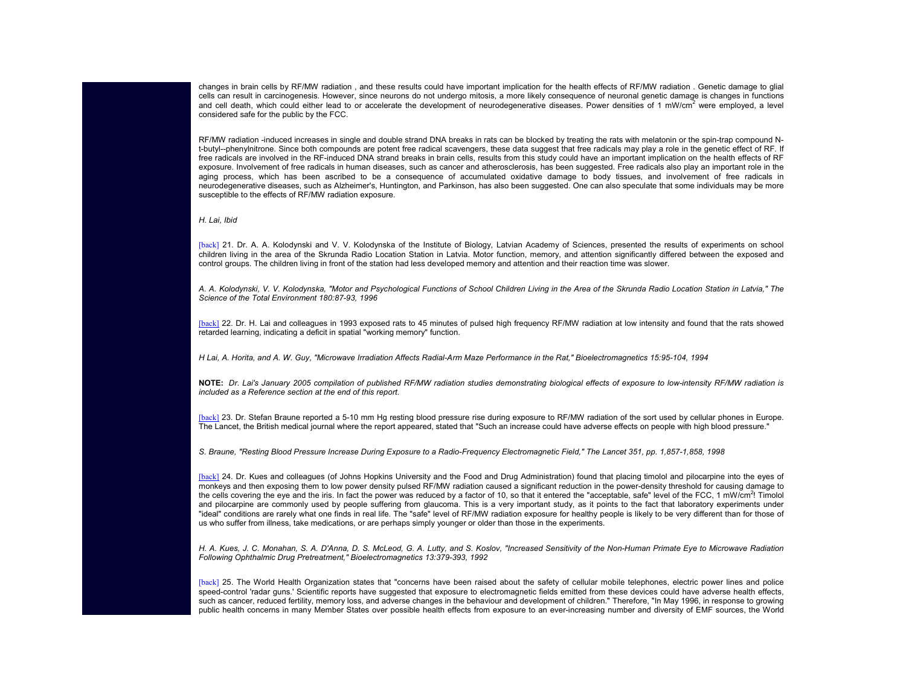changes in brain cells by RF/MW radiation , and these results could have important implication for the health effects of RF/MW radiation . Genetic damage to glial cells can result in carcinogenesis. However, since neurons do not undergo mitosis, a more likely consequence of neuronal genetic damage is changes in functions and cell death, which could either lead to or accelerate the development of neurodegenerative diseases. Power densities of 1 mW/cm$^2$ were employed, a level considered safe for the public by the FCC.

RF/MW radiation -induced increases in single and double strand DNA breaks in rats can be blocked by treating the rats with melatonin or the spin-trap compound N-t-butyl--phenylnitrone. Since both compounds are potent free radical scavengers, these data suggest that free radicals may play a role in the genetic effect of RF. If free radicals are involved in the RF-induced DNA strand breaks in brain cells, results from this study could have an important implication on the health effects of RF exposure. Involvement of free radicals in human diseases, such as cancer and atherosclerosis, has been suggested. Free radicals also play an important role in the aging process, which has been ascribed to be a consequence of accumulated oxidative damage to body tissues, and involvement of free radicals in neurodegenerative diseases, such as Alzheimer's, Huntington, and Parkinson, has also been suggested. One can also speculate that some individuals may be more susceptible to the effects of RF/MW radiation exposure.

*H. Lai, Ibid*

[back] 21. Dr. A. A. Kolodynski and V. V. Kolodynska of the Institute of Biology, Latvian Academy of Sciences, presented the results of experiments on school children living in the area of the Skrunda Radio Location Station in Latvia. Motor function, memory, and attention significantly differed between the exposed and control groups. The children living in front of the station had less developed memory and attention and their reaction time was slower.

*A. A. Kolodynski, V. V. Kolodynska, "Motor and Psychological Functions of School Children Living in the Area of the Skrunda Radio Location Station in Latvia," The Science of the Total Environment 180:87-93, 1996*

[back] 22. Dr. H. Lai and colleagues in 1993 exposed rats to 45 minutes of pulsed high frequency RF/MW radiation at low intensity and found that the rats showed retarded learning, indicating a deficit in spatial "working memory" function.

*H Lai, A. Horita, and A. W. Guy, "Microwave Irradiation Affects Radial-Arm Maze Performance in the Rat," Bioelectromagnetics 15:95-104, 1994*

**NOTE:** *Dr. Lai's January 2005 compilation of published RF/MW radiation studies demonstrating biological effects of exposure to low-intensity RF/MW radiation is included as a Reference section at the end of this report.*

[back] 23. Dr. Stefan Braune reported a 5-10 mm Hg resting blood pressure rise during exposure to RF/MW radiation of the sort used by cellular phones in Europe. The Lancet, the British medical journal where the report appeared, stated that "Such an increase could have adverse effects on people with high blood pressure."

*S. Braune, "Resting Blood Pressure Increase During Exposure to a Radio-Frequency Electromagnetic Field," The Lancet 351, pp. 1,857-1,858, 1998*

[back] 24. Dr. Kues and colleagues (of Johns Hopkins University and the Food and Drug Administration) found that placing timolol and pilocarpine into the eyes of monkeys and then exposing them to low power density pulsed RF/MW radiation caused a significant reduction in the power-density threshold for causing damage to the cells covering the eye and the iris. In fact the power was reduced by a factor of 10, so that it entered the "acceptable, safe" level of the FCC, 1 mW/cm$^2$! Timolol and pilocarpine are commonly used by people suffering from glaucoma. This is a very important study, as it points to the fact that laboratory experiments under "ideal" conditions are rarely what one finds in real life. The "safe" level of RF/MW radiation exposure for healthy people is likely to be very different than for those of us who suffer from illness, take medications, or are perhaps simply younger or older than those in the experiments.

*H. A. Kues, J. C. Monahan, S. A. D'Anna, D. S. McLeod, G. A. Lutty, and S. Koslov, "Increased Sensitivity of the Non-Human Primate Eye to Microwave Radiation Following Ophthalmic Drug Pretreatment," Bioelectromagnetics 13:379-393, 1992*

[back] 25. The World Health Organization states that "concerns have been raised about the safety of cellular mobile telephones, electric power lines and police speed-control 'radar guns.' Scientific reports have suggested that exposure to electromagnetic fields emitted from these devices could have adverse health effects, such as cancer, reduced fertility, memory loss, and adverse changes in the behaviour and development of children." Therefore, "In May 1996, in response to growing public health concerns in many Member States over possible health effects from exposure to an ever-increasing number and diversity of EMF sources, the World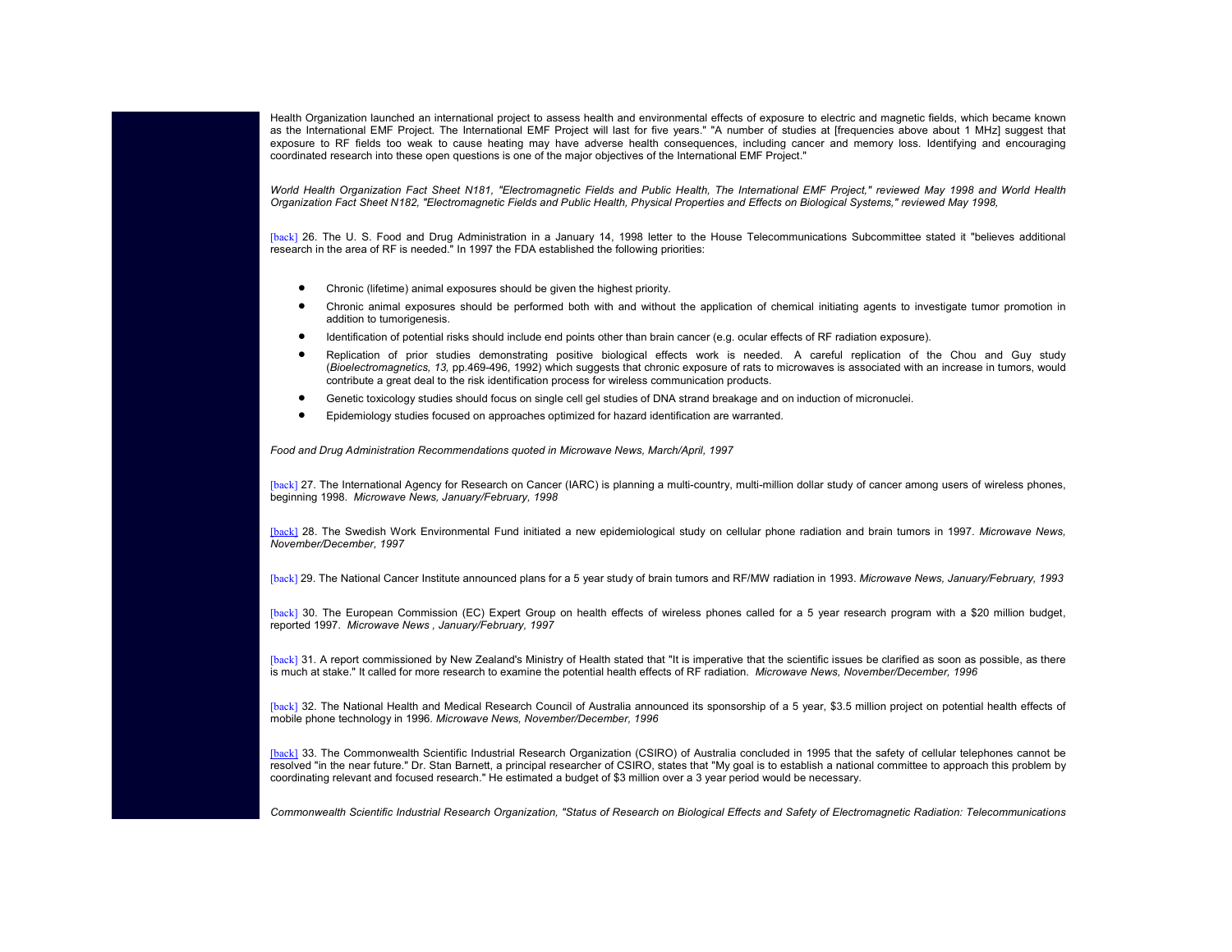Health Organization launched an international project to assess health and environmental effects of exposure to electric and magnetic fields, which became known as the International EMF Project. The International EMF Project will last for five years." "A number of studies at [frequencies above about 1 MHz] suggest that exposure to RF fields too weak to cause heating may have adverse health consequences, including cancer and memory loss. Identifying and encouraging coordinated research into these open questions is one of the major objectives of the International EMF Project."

*World Health Organization Fact Sheet N181, "Electromagnetic Fields and Public Health, The International EMF Project," reviewed May 1998 and World Health Organization Fact Sheet N182, "Electromagnetic Fields and Public Health, Physical Properties and Effects on Biological Systems," reviewed May 1998,*

[back] 26. The U. S. Food and Drug Administration in a January 14, 1998 letter to the House Telecommunications Subcommittee stated it "believes additional research in the area of RF is needed." In 1997 the FDA established the following priorities:

- Chronic (lifetime) animal exposures should be given the highest priority.
- Chronic animal exposures should be performed both with and without the application of chemical initiating agents to investigate tumor promotion in addition to tumorigenesis.
- Identification of potential risks should include end points other than brain cancer (e.g. ocular effects of RF radiation exposure).
- Replication of prior studies demonstrating positive biological effects work is needed. A careful replication of the Chou and Guy study (*Bioelectromagnetics, 13,* pp.469-496, 1992) which suggests that chronic exposure of rats to microwaves is associated with an increase in tumors, would contribute a great deal to the risk identification process for wireless communication products.
- Genetic toxicology studies should focus on single cell gel studies of DNA strand breakage and on induction of micronuclei.
- Epidemiology studies focused on approaches optimized for hazard identification are warranted.

*Food and Drug Administration Recommendations quoted in Microwave News, March/April, 1997*

[back] 27. The International Agency for Research on Cancer (IARC) is planning a multi-country, multi-million dollar study of cancer among users of wireless phones, beginning 1998. *Microwave News, January/February, 1998*

[back] 28. The Swedish Work Environmental Fund initiated a new epidemiological study on cellular phone radiation and brain tumors in 1997. *Microwave News, November/December, 1997*

[back] 29. The National Cancer Institute announced plans for a 5 year study of brain tumors and RF/MW radiation in 1993. *Microwave News, January/February, 1993*

[back] 30. The European Commission (EC) Expert Group on health effects of wireless phones called for a 5 year research program with a $20 million budget, reported 1997. *Microwave News , January/February, 1997*

[back] 31. A report commissioned by New Zealand's Ministry of Health stated that "It is imperative that the scientific issues be clarified as soon as possible, as there is much at stake." It called for more research to examine the potential health effects of RF radiation. *Microwave News, November/December, 1996*

[back] 32. The National Health and Medical Research Council of Australia announced its sponsorship of a 5 year, $3.5 million project on potential health effects of mobile phone technology in 1996. *Microwave News, November/December, 1996*

[back] 33. The Commonwealth Scientific Industrial Research Organization (CSIRO) of Australia concluded in 1995 that the safety of cellular telephones cannot be resolved "in the near future." Dr. Stan Barnett, a principal researcher of CSIRO, states that "My goal is to establish a national committee to approach this problem by coordinating relevant and focused research." He estimated a budget of $3 million over a 3 year period would be necessary.

*Commonwealth Scientific Industrial Research Organization, "Status of Research on Biological Effects and Safety of Electromagnetic Radiation: Telecommunications*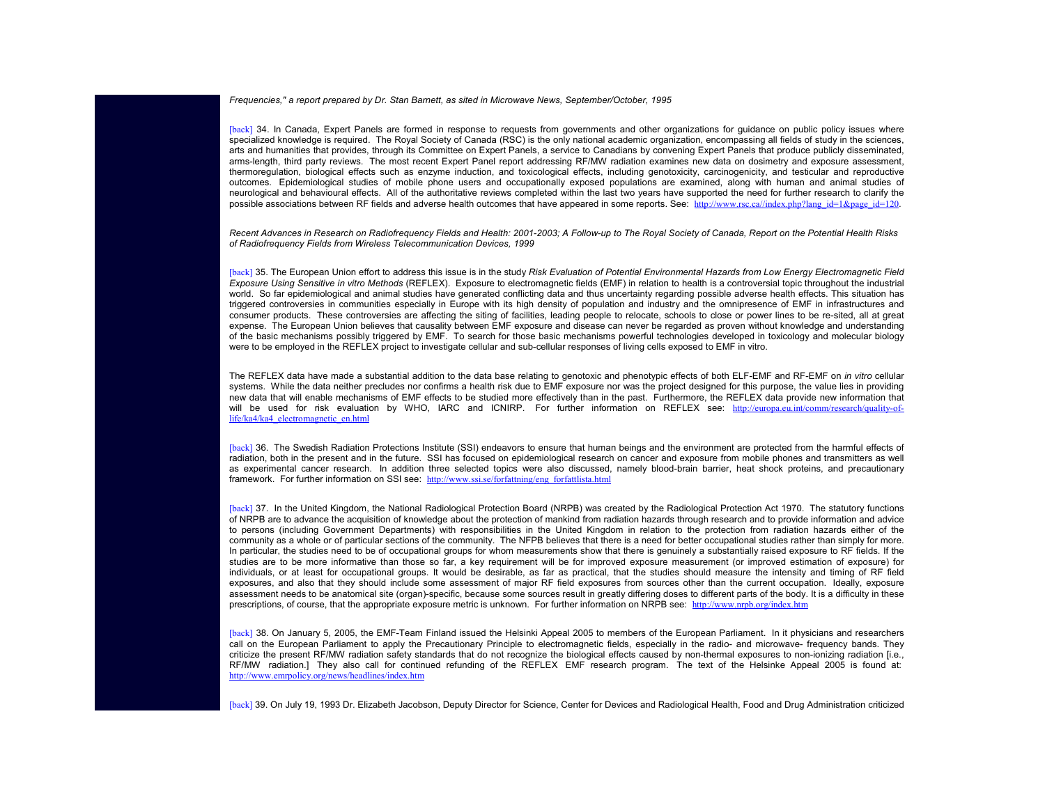*Frequencies," a report prepared by Dr. Stan Barnett, as sited in Microwave News, September/October, 1995*

[back] 34. In Canada, Expert Panels are formed in response to requests from governments and other organizations for guidance on public policy issues where specialized knowledge is required. The Royal Society of Canada (RSC) is the only national academic organization, encompassing all fields of study in the sciences, arts and humanities that provides, through its Committee on Expert Panels, a service to Canadians by convening Expert Panels that produce publicly disseminated, arms-length, third party reviews. The most recent Expert Panel report addressing RF/MW radiation examines new data on dosimetry and exposure assessment, thermoregulation, biological effects such as enzyme induction, and toxicological effects, including genotoxicity, carcinogenicity, and testicular and reproductive outcomes. Epidemiological studies of mobile phone users and occupationally exposed populations are examined, along with human and animal studies of neurological and behavioural effects. All of the authoritative reviews completed within the last two years have supported the need for further research to clarify the possible associations between RF fields and adverse health outcomes that have appeared in some reports. See: http://www.rsc.ca//index.php?lang_id=1&page_id=120.

*Recent Advances in Research on Radiofrequency Fields and Health: 2001-2003; A Follow-up to The Royal Society of Canada, Report on the Potential Health Risks of Radiofrequency Fields from Wireless Telecommunication Devices, 1999*

[back] 35. The European Union effort to address this issue is in the study *Risk Evaluation of Potential Environmental Hazards from Low Energy Electromagnetic Field Exposure Using Sensitive in vitro Methods* (REFLEX). Exposure to electromagnetic fields (EMF) in relation to health is a controversial topic throughout the industrial world. So far epidemiological and animal studies have generated conflicting data and thus uncertainty regarding possible adverse health effects. This situation has triggered controversies in communities especially in Europe with its high density of population and industry and the omnipresence of EMF in infrastructures and consumer products. These controversies are affecting the siting of facilities, leading people to relocate, schools to close or power lines to be re-sited, all at great expense. The European Union believes that causality between EMF exposure and disease can never be regarded as proven without knowledge and understanding of the basic mechanisms possibly triggered by EMF. To search for those basic mechanisms powerful technologies developed in toxicology and molecular biology were to be employed in the REFLEX project to investigate cellular and sub-cellular responses of living cells exposed to EMF in vitro.

The REFLEX data have made a substantial addition to the data base relating to genotoxic and phenotypic effects of both ELF-EMF and RF-EMF on *in vitro* cellular systems. While the data neither precludes nor confirms a health risk due to EMF exposure nor was the project designed for this purpose, the value lies in providing new data that will enable mechanisms of EMF effects to be studied more effectively than in the past. Furthermore, the REFLEX data provide new information that will be used for risk evaluation by WHO, IARC and ICNIRP. For further information on REFLEX see: http://europa.eu.int/comm/research/quality-of-life/ka4/ka4_electromagnetic_en.html

[back] 36. The Swedish Radiation Protections Institute (SSI) endeavors to ensure that human beings and the environment are protected from the harmful effects of radiation, both in the present and in the future. SSI has focused on epidemiological research on cancer and exposure from mobile phones and transmitters as well as experimental cancer research. In addition three selected topics were also discussed, namely blood-brain barrier, heat shock proteins, and precautionary framework. For further information on SSI see: http://www.ssi.se/forfattning/eng_forfattlista.html

[back] 37. In the United Kingdom, the National Radiological Protection Board (NRPB) was created by the Radiological Protection Act 1970. The statutory functions of NRPB are to advance the acquisition of knowledge about the protection of mankind from radiation hazards through research and to provide information and advice to persons (including Government Departments) with responsibilities in the United Kingdom in relation to the protection from radiation hazards either of the community as a whole or of particular sections of the community. The NFPB believes that there is a need for better occupational studies rather than simply for more. In particular, the studies need to be of occupational groups for whom measurements show that there is genuinely a substantially raised exposure to RF fields. If the studies are to be more informative than those so far, a key requirement will be for improved exposure measurement (or improved estimation of exposure) for individuals, or at least for occupational groups. It would be desirable, as far as practical, that the studies should measure the intensity and timing of RF field exposures, and also that they should include some assessment of major RF field exposures from sources other than the current occupation. Ideally, exposure assessment needs to be anatomical site (organ)-specific, because some sources result in greatly differing doses to different parts of the body. It is a difficulty in these prescriptions, of course, that the appropriate exposure metric is unknown. For further information on NRPB see: http://www.nrpb.org/index.htm

[back] 38. On January 5, 2005, the EMF-Team Finland issued the Helsinki Appeal 2005 to members of the European Parliament. In it physicians and researchers call on the European Parliament to apply the Precautionary Principle to electromagnetic fields, especially in the radio- and microwave- frequency bands. They criticize the present RF/MW radiation safety standards that do not recognize the biological effects caused by non-thermal exposures to non-ionizing radiation [i.e., RF/MW radiation.] They also call for continued refunding of the REFLEX EMF research program. The text of the Helsinke Appeal 2005 is found at: http://www.emrpolicy.org/news/headlines/index.htm

[back] 39. On July 19, 1993 Dr. Elizabeth Jacobson, Deputy Director for Science, Center for Devices and Radiological Health, Food and Drug Administration criticized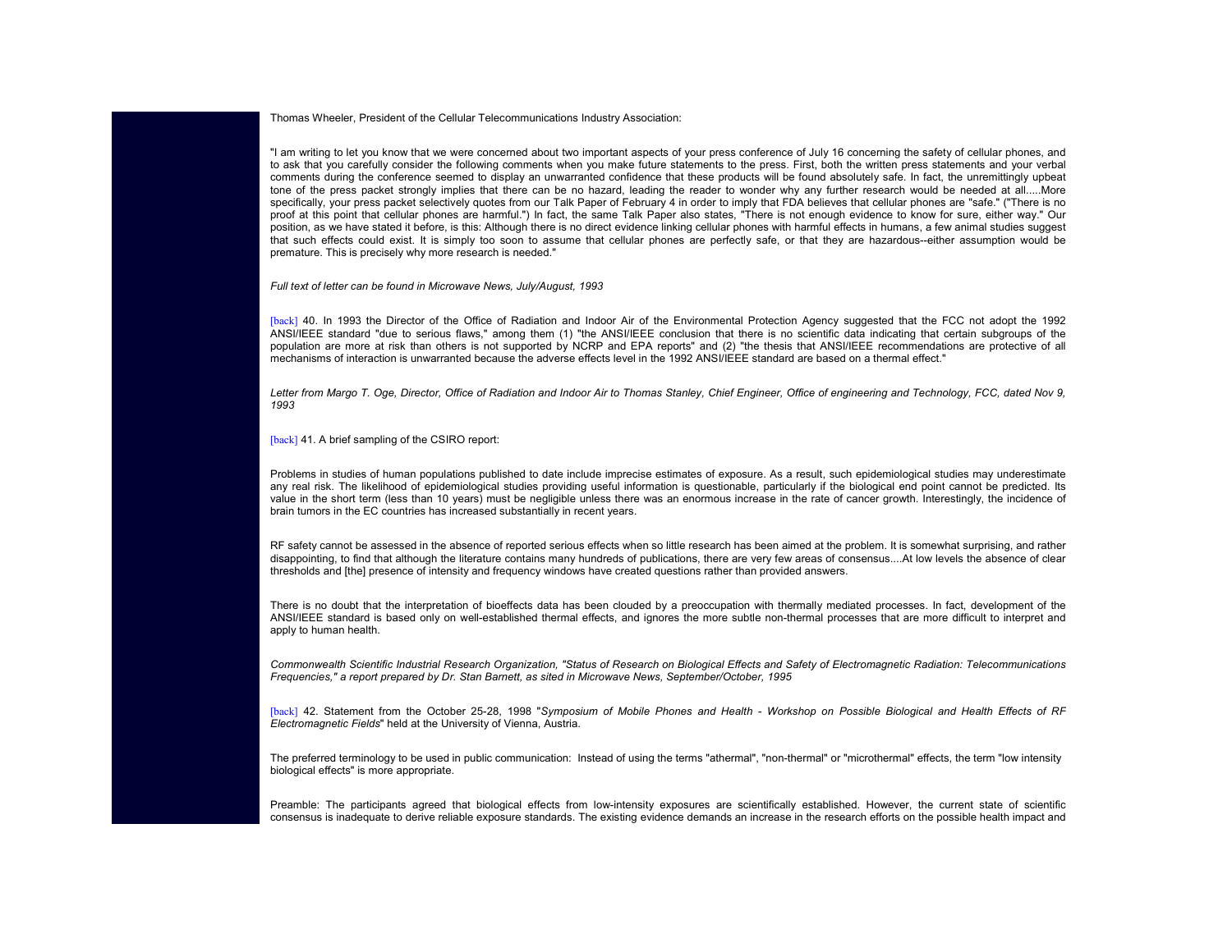Thomas Wheeler, President of the Cellular Telecommunications Industry Association:

"I am writing to let you know that we were concerned about two important aspects of your press conference of July 16 concerning the safety of cellular phones, and to ask that you carefully consider the following comments when you make future statements to the press. First, both the written press statements and your verbal comments during the conference seemed to display an unwarranted confidence that these products will be found absolutely safe. In fact, the unremittingly upbeat tone of the press packet strongly implies that there can be no hazard, leading the reader to wonder why any further research would be needed at all.....More specifically, your press packet selectively quotes from our Talk Paper of February 4 in order to imply that FDA believes that cellular phones are "safe." ("There is no proof at this point that cellular phones are harmful.") In fact, the same Talk Paper also states, "There is not enough evidence to know for sure, either way." Our position, as we have stated it before, is this: Although there is no direct evidence linking cellular phones with harmful effects in humans, a few animal studies suggest that such effects could exist. It is simply too soon to assume that cellular phones are perfectly safe, or that they are hazardous--either assumption would be premature. This is precisely why more research is needed."

*Full text of letter can be found in Microwave News, July/August, 1993*

[back] 40. In 1993 the Director of the Office of Radiation and Indoor Air of the Environmental Protection Agency suggested that the FCC not adopt the 1992 ANSI/IEEE standard "due to serious flaws," among them (1) "the ANSI/IEEE conclusion that there is no scientific data indicating that certain subgroups of the population are more at risk than others is not supported by NCRP and EPA reports" and (2) "the thesis that ANSI/IEEE recommendations are protective of all mechanisms of interaction is unwarranted because the adverse effects level in the 1992 ANSI/IEEE standard are based on a thermal effect."

*Letter from Margo T. Oge, Director, Office of Radiation and Indoor Air to Thomas Stanley, Chief Engineer, Office of engineering and Technology, FCC, dated Nov 9, 1993*

[back] 41. A brief sampling of the CSIRO report:

Problems in studies of human populations published to date include imprecise estimates of exposure. As a result, such epidemiological studies may underestimate any real risk. The likelihood of epidemiological studies providing useful information is questionable, particularly if the biological end point cannot be predicted. Its value in the short term (less than 10 years) must be negligible unless there was an enormous increase in the rate of cancer growth. Interestingly, the incidence of brain tumors in the EC countries has increased substantially in recent years.

RF safety cannot be assessed in the absence of reported serious effects when so little research has been aimed at the problem. It is somewhat surprising, and rather disappointing, to find that although the literature contains many hundreds of publications, there are very few areas of consensus....At low levels the absence of clear thresholds and [the] presence of intensity and frequency windows have created questions rather than provided answers.

There is no doubt that the interpretation of bioeffects data has been clouded by a preoccupation with thermally mediated processes. In fact, development of the ANSI/IEEE standard is based only on well-established thermal effects, and ignores the more subtle non-thermal processes that are more difficult to interpret and apply to human health.

*Commonwealth Scientific Industrial Research Organization, "Status of Research on Biological Effects and Safety of Electromagnetic Radiation: Telecommunications Frequencies," a report prepared by Dr. Stan Barnett, as sited in Microwave News, September/October, 1995*

[back] 42. Statement from the October 25-28, 1998 "*Symposium of Mobile Phones and Health - Workshop on Possible Biological and Health Effects of RF Electromagnetic Fields*" held at the University of Vienna, Austria.

The preferred terminology to be used in public communication: Instead of using the terms "athermal", "non-thermal" or "microthermal" effects, the term "low intensity biological effects" is more appropriate.

Preamble: The participants agreed that biological effects from low-intensity exposures are scientifically established. However, the current state of scientific consensus is inadequate to derive reliable exposure standards. The existing evidence demands an increase in the research efforts on the possible health impact and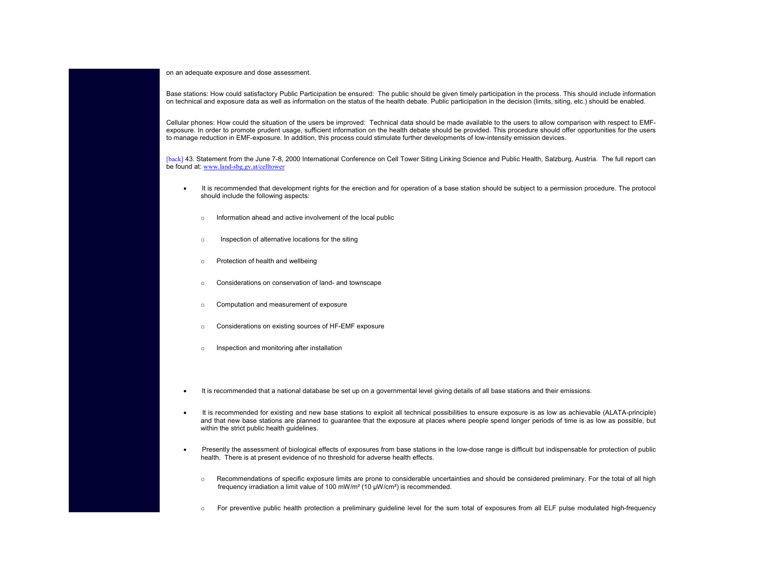on an adequate exposure and dose assessment.

Base stations: How could satisfactory Public Participation be ensured: The public should be given timely participation in the process. This should include information on technical and exposure data as well as information on the status of the health debate. Public participation in the decision (limits, siting, etc.) should be enabled.

Cellular phones: How could the situation of the users be improved: Technical data should be made available to the users to allow comparison with respect to EMF-exposure. In order to promote prudent usage, sufficient information on the health debate should be provided. This procedure should offer opportunities for the users to manage reduction in EMF-exposure. In addition, this process could stimulate further developments of low-intensity emission devices.

[back] 43. Statement from the June 7-8, 2000 International Conference on Cell Tower Siting Linking Science and Public Health, Salzburg, Austria. The full report can be found at: www.land-sbg.gv.at/celltower

- It is recommended that development rights for the erection and for operation of a base station should be subject to a permission procedure. The protocol should include the following aspects:
  - Information ahead and active involvement of the local public
  - Inspection of alternative locations for the siting
  - Protection of health and wellbeing
  - Considerations on conservation of land- and townscape
  - Computation and measurement of exposure
  - Considerations on existing sources of HF-EMF exposure
  - Inspection and monitoring after installation

- It is recommended that a national database be set up on a governmental level giving details of all base stations and their emissions.
- It is recommended for existing and new base stations to exploit all technical possibilities to ensure exposure is as low as achievable (ALATA-principle) and that new base stations are planned to guarantee that the exposure at places where people spend longer periods of time is as low as possible, but within the strict public health guidelines.
- Presently the assessment of biological effects of exposures from base stations in the low-dose range is difficult but indispensable for protection of public health. There is at present evidence of no threshold for adverse health effects.
  - Recommendations of specific exposure limits are prone to considerable uncertainties and should be considered preliminary. For the total of all high frequency irradiation a limit value of 100 mW/m² (10 μW/cm²) is recommended.
  - For preventive public health protection a preliminary guideline level for the sum total of exposures from all ELF pulse modulated high-frequency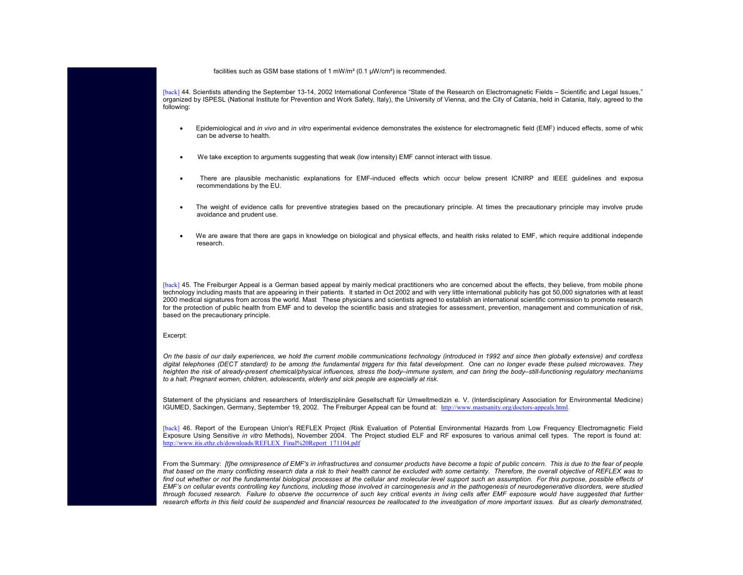facilities such as GSM base stations of 1 mW/m² (0.1 μW/cm²) is recommended.

[back] 44. Scientists attending the September 13-14, 2002 International Conference "State of the Research on Electromagnetic Fields – Scientific and Legal Issues," organized by ISPESL (National Institute for Prevention and Work Safety, Italy), the University of Vienna, and the City of Catania, held in Catania, Italy, agreed to the following:

- Epidemiological and *in vivo* and *in vitro* experimental evidence demonstrates the existence for electromagnetic field (EMF) induced effects, some of whic can be adverse to health.
- We take exception to arguments suggesting that weak (low intensity) EMF cannot interact with tissue.
- There are plausible mechanistic explanations for EMF-induced effects which occur below present ICNIRP and IEEE guidelines and exposu recommendations by the EU.
- The weight of evidence calls for preventive strategies based on the precautionary principle. At times the precautionary principle may involve prude avoidance and prudent use.
- We are aware that there are gaps in knowledge on biological and physical effects, and health risks related to EMF, which require additional independe research.

[back] 45. The Freiburger Appeal is a German based appeal by mainly medical practitioners who are concerned about the effects, they believe, from mobile phone technology including masts that are appearing in their patients. It started in Oct 2002 and with very little international publicity has got 50,000 signatories with at least 2000 medical signatures from across the world. Mast These physicians and scientists agreed to establish an international scientific commission to promote research for the protection of public health from EMF and to develop the scientific basis and strategies for assessment, prevention, management and communication of risk, based on the precautionary principle.

Excerpt:

*On the basis of our daily experiences, we hold the current mobile communications technology (introduced in 1992 and since then globally extensive) and cordless digital telephones (DECT standard) to be among the fundamental triggers for this fatal development. One can no longer evade these pulsed microwaves. They heighten the risk of already-present chemical/physical influences, stress the body–immune system, and can bring the body–still-functioning regulatory mechanisms to a halt. Pregnant women, children, adolescents, elderly and sick people are especially at risk.*

Statement of the physicians and researchers of Interdisziplinäre Gesellschaft für Umweltmedizin e. V. (Interdisciplinary Association for Environmental Medicine) IGUMED, Sackingen, Germany, September 19, 2002. The Freiburger Appeal can be found at: http://www.mastsanity.org/doctors-appeals.html.

[back] 46. Report of the European Union's REFLEX Project (Risk Evaluation of Potential Environmental Hazards from Low Frequency Electromagnetic Field Exposure Using Sensitive *in vitro* Methods), November 2004. The Project studied ELF and RF exposures to various animal cell types. The report is found at: http://www.itis.ethz.ch/downloads/REFLEX_Final%20Report_171104.pdf

From the Summary: *[t]he omnipresence of EMF's in infrastructures and consumer products have become a topic of public concern. This is due to the fear of people that based on the many conflicting research data a risk to their health cannot be excluded with some certainty. Therefore, the overall objective of REFLEX was to find out whether or not the fundamental biological processes at the cellular and molecular level support such an assumption. For this purpose, possible effects of EMF's on cellular events controlling key functions, including those involved in carcinogenesis and in the pathogenesis of neurodegenerative disorders, were studied through focused research. Failure to observe the occurrence of such key critical events in living cells after EMF exposure would have suggested that further research efforts in this field could be suspended and financial resources be reallocated to the investigation of more important issues. But as clearly demonstrated,*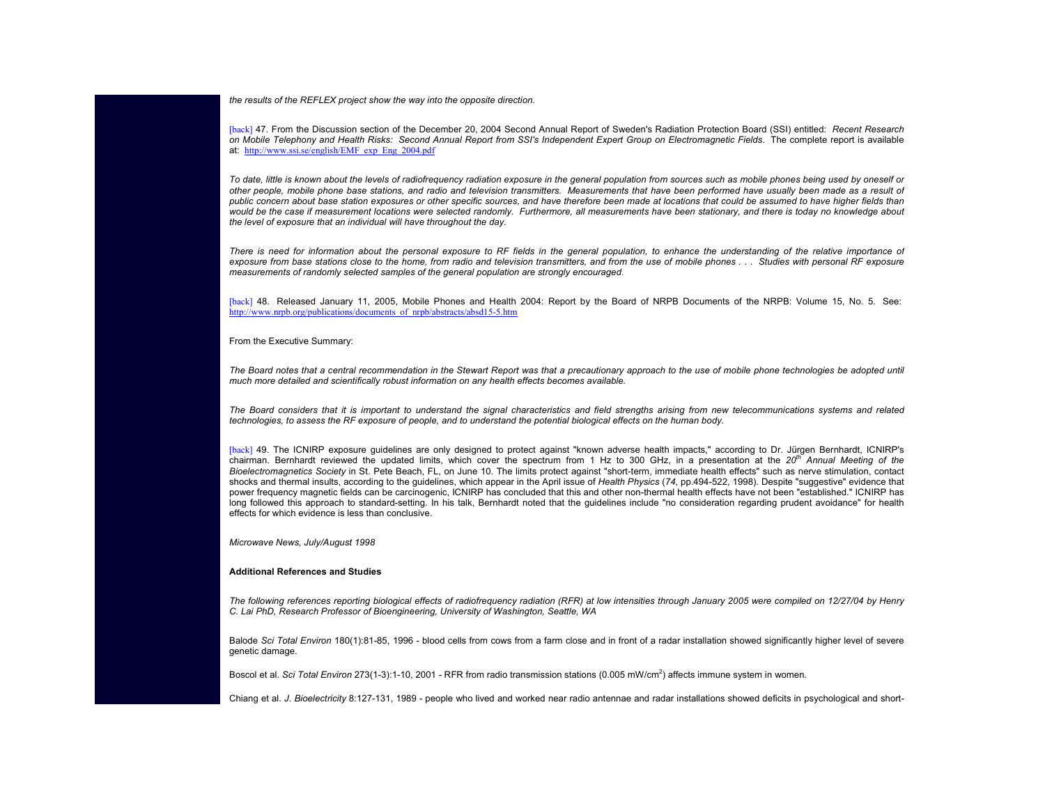*the results of the REFLEX project show the way into the opposite direction.*

[back] 47. From the Discussion section of the December 20, 2004 Second Annual Report of Sweden's Radiation Protection Board (SSI) entitled: *Recent Research on Mobile Telephony and Health Risks: Second Annual Report from SSI's Independent Expert Group on Electromagnetic Fields*. The complete report is available at: http://www.ssi.se/english/EMF_exp_Eng_2004.pdf

*To date, little is known about the levels of radiofrequency radiation exposure in the general population from sources such as mobile phones being used by oneself or other people, mobile phone base stations, and radio and television transmitters. Measurements that have been performed have usually been made as a result of public concern about base station exposures or other specific sources, and have therefore been made at locations that could be assumed to have higher fields than would be the case if measurement locations were selected randomly. Furthermore, all measurements have been stationary, and there is today no knowledge about the level of exposure that an individual will have throughout the day.*

*There is need for information about the personal exposure to RF fields in the general population, to enhance the understanding of the relative importance of exposure from base stations close to the home, from radio and television transmitters, and from the use of mobile phones . . . Studies with personal RF exposure measurements of randomly selected samples of the general population are strongly encouraged.*

[back] 48. Released January 11, 2005, Mobile Phones and Health 2004: Report by the Board of NRPB Documents of the NRPB: Volume 15, No. 5. See: http://www.nrpb.org/publications/documents_of_nrpb/abstracts/absd15-5.htm

From the Executive Summary:

*The Board notes that a central recommendation in the Stewart Report was that a precautionary approach to the use of mobile phone technologies be adopted until much more detailed and scientifically robust information on any health effects becomes available.*

*The Board considers that it is important to understand the signal characteristics and field strengths arising from new telecommunications systems and related technologies, to assess the RF exposure of people, and to understand the potential biological effects on the human body.*

[back] 49. The ICNIRP exposure guidelines are only designed to protect against "known adverse health impacts," according to Dr. Jürgen Bernhardt, ICNIRP's chairman. Bernhardt reviewed the updated limits, which cover the spectrum from 1 Hz to 300 GHz, in a presentation at the *20th Annual Meeting of the Bioelectromagnetics Society* in St. Pete Beach, FL, on June 10. The limits protect against "short-term, immediate health effects" such as nerve stimulation, contact shocks and thermal insults, according to the guidelines, which appear in the April issue of *Health Physics* (*74*, pp.494-522, 1998). Despite "suggestive" evidence that power frequency magnetic fields can be carcinogenic, ICNIRP has concluded that this and other non-thermal health effects have not been "established." ICNIRP has long followed this approach to standard-setting. In his talk, Bernhardt noted that the guidelines include "no consideration regarding prudent avoidance" for health effects for which evidence is less than conclusive.

*Microwave News, July/August 1998*

**Additional References and Studies**

*The following references reporting biological effects of radiofrequency radiation (RFR) at low intensities through January 2005 were compiled on 12/27/04 by Henry C. Lai PhD, Research Professor of Bioengineering, University of Washington, Seattle, WA*

Balode *Sci Total Environ* 180(1):81-85, 1996 - blood cells from cows from a farm close and in front of a radar installation showed significantly higher level of severe genetic damage.

Boscol et al. *Sci Total Environ* 273(1-3):1-10, 2001 - RFR from radio transmission stations (0.005 mW/cm$^2$) affects immune system in women.

Chiang et al. *J. Bioelectricity* 8:127-131, 1989 - people who lived and worked near radio antennae and radar installations showed deficits in psychological and short-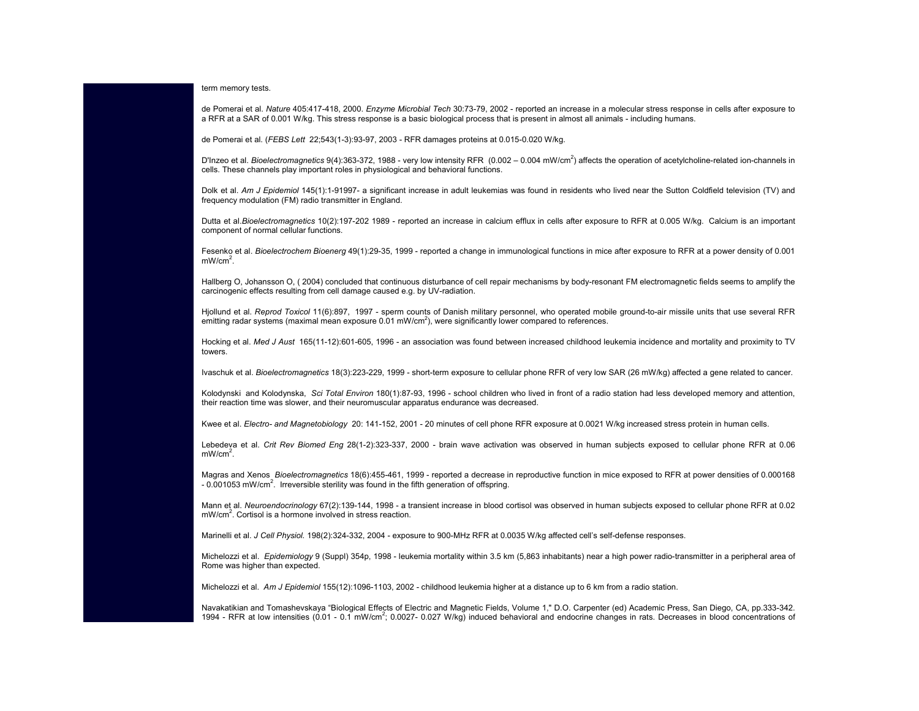term memory tests.

de Pomerai et al. *Nature* 405:417-418, 2000. *Enzyme Microbial Tech* 30:73-79, 2002 - reported an increase in a molecular stress response in cells after exposure to a RFR at a SAR of 0.001 W/kg. This stress response is a basic biological process that is present in almost all animals - including humans.

de Pomerai et al. (*FEBS Lett* 22;543(1-3):93-97, 2003 - RFR damages proteins at 0.015-0.020 W/kg.

D'Inzeo et al. *Bioelectromagnetics* 9(4):363-372, 1988 - very low intensity RFR (0.002 – 0.004 mW/cm$^2$) affects the operation of acetylcholine-related ion-channels in cells. These channels play important roles in physiological and behavioral functions.

Dolk et al. *Am J Epidemiol* 145(1):1-91997- a significant increase in adult leukemias was found in residents who lived near the Sutton Coldfield television (TV) and frequency modulation (FM) radio transmitter in England.

Dutta et al.*Bioelectromagnetics* 10(2):197-202 1989 - reported an increase in calcium efflux in cells after exposure to RFR at 0.005 W/kg. Calcium is an important component of normal cellular functions.

Fesenko et al. *Bioelectrochem Bioenerg* 49(1):29-35, 1999 - reported a change in immunological functions in mice after exposure to RFR at a power density of 0.001 mW/cm$^2$.

Hallberg O, Johansson O, ( 2004) concluded that continuous disturbance of cell repair mechanisms by body-resonant FM electromagnetic fields seems to amplify the carcinogenic effects resulting from cell damage caused e.g. by UV-radiation.

Hjollund et al. *Reprod Toxicol* 11(6):897, 1997 - sperm counts of Danish military personnel, who operated mobile ground-to-air missile units that use several RFR emitting radar systems (maximal mean exposure 0.01 mW/cm$^2$), were significantly lower compared to references.

Hocking et al. *Med J Aust* 165(11-12):601-605, 1996 - an association was found between increased childhood leukemia incidence and mortality and proximity to TV towers.

Ivaschuk et al. *Bioelectromagnetics* 18(3):223-229, 1999 - short-term exposure to cellular phone RFR of very low SAR (26 mW/kg) affected a gene related to cancer.

Kolodynski and Kolodynska, *Sci Total Environ* 180(1):87-93, 1996 - school children who lived in front of a radio station had less developed memory and attention, their reaction time was slower, and their neuromuscular apparatus endurance was decreased.

Kwee et al. *Electro- and Magnetobiology* 20: 141-152, 2001 - 20 minutes of cell phone RFR exposure at 0.0021 W/kg increased stress protein in human cells.

Lebedeva et al. *Crit Rev Biomed Eng* 28(1-2):323-337, 2000 - brain wave activation was observed in human subjects exposed to cellular phone RFR at 0.06 mW/cm$^2$.

Magras and Xenos *Bioelectromagnetics* 18(6):455-461, 1999 - reported a decrease in reproductive function in mice exposed to RFR at power densities of 0.000168 - 0.001053 mW/cm$^2$. Irreversible sterility was found in the fifth generation of offspring.

Mann et al. *Neuroendocrinology* 67(2):139-144, 1998 - a transient increase in blood cortisol was observed in human subjects exposed to cellular phone RFR at 0.02 mW/cm$^2$. Cortisol is a hormone involved in stress reaction.

Marinelli et al. *J Cell Physiol.* 198(2):324-332, 2004 - exposure to 900-MHz RFR at 0.0035 W/kg affected cell's self-defense responses.

Michelozzi et al. *Epidemiology* 9 (Suppl) 354p, 1998 - leukemia mortality within 3.5 km (5,863 inhabitants) near a high power radio-transmitter in a peripheral area of Rome was higher than expected.

Michelozzi et al. *Am J Epidemiol* 155(12):1096-1103, 2002 - childhood leukemia higher at a distance up to 6 km from a radio station.

Navakatikian and Tomashevskaya "Biological Effects of Electric and Magnetic Fields, Volume 1," D.O. Carpenter (ed) Academic Press, San Diego, CA, pp.333-342. 1994 - RFR at low intensities (0.01 - 0.1 mW/cm$^2$; 0.0027- 0.027 W/kg) induced behavioral and endocrine changes in rats. Decreases in blood concentrations of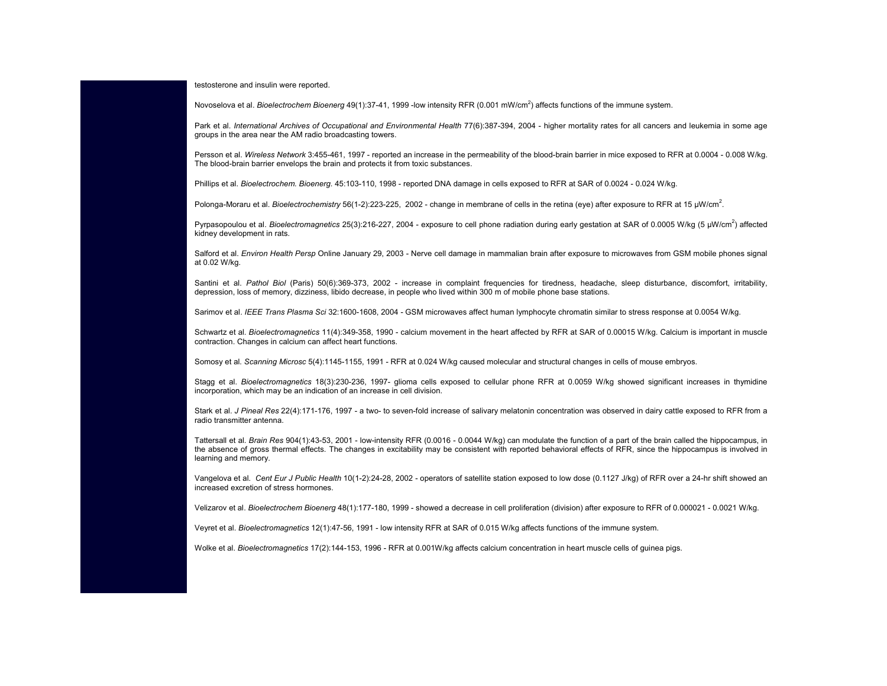testosterone and insulin were reported.

Novoselova et al. *Bioelectrochem Bioenerg* 49(1):37-41, 1999 -low intensity RFR (0.001 mW/cm$^2$) affects functions of the immune system.

Park et al. *International Archives of Occupational and Environmental Health* 77(6):387-394, 2004 - higher mortality rates for all cancers and leukemia in some age groups in the area near the AM radio broadcasting towers.

Persson et al. *Wireless Network* 3:455-461, 1997 - reported an increase in the permeability of the blood-brain barrier in mice exposed to RFR at 0.0004 - 0.008 W/kg. The blood-brain barrier envelops the brain and protects it from toxic substances.

Phillips et al. *Bioelectrochem. Bioenerg.* 45:103-110, 1998 - reported DNA damage in cells exposed to RFR at SAR of 0.0024 - 0.024 W/kg.

Polonga-Moraru et al. *Bioelectrochemistry* 56(1-2):223-225, 2002 - change in membrane of cells in the retina (eye) after exposure to RFR at 15 µW/cm$^2$.

Pyrpasopoulou et al. *Bioelectromagnetics* 25(3):216-227, 2004 - exposure to cell phone radiation during early gestation at SAR of 0.0005 W/kg (5 µW/cm$^2$) affected kidney development in rats.

Salford et al. *Environ Health Persp* Online January 29, 2003 - Nerve cell damage in mammalian brain after exposure to microwaves from GSM mobile phones signal at 0.02 W/kg.

Santini et al. *Pathol Biol* (Paris) 50(6):369-373, 2002 - increase in complaint frequencies for tiredness, headache, sleep disturbance, discomfort, irritability, depression, loss of memory, dizziness, libido decrease, in people who lived within 300 m of mobile phone base stations.

Sarimov et al. *IEEE Trans Plasma Sci* 32:1600-1608, 2004 - GSM microwaves affect human lymphocyte chromatin similar to stress response at 0.0054 W/kg.

Schwartz et al. *Bioelectromagnetics* 11(4):349-358, 1990 - calcium movement in the heart affected by RFR at SAR of 0.00015 W/kg. Calcium is important in muscle contraction. Changes in calcium can affect heart functions.

Somosy et al. *Scanning Microsc* 5(4):1145-1155, 1991 - RFR at 0.024 W/kg caused molecular and structural changes in cells of mouse embryos.

Stagg et al. *Bioelectromagnetics* 18(3):230-236, 1997- glioma cells exposed to cellular phone RFR at 0.0059 W/kg showed significant increases in thymidine incorporation, which may be an indication of an increase in cell division.

Stark et al. *J Pineal Res* 22(4):171-176, 1997 - a two- to seven-fold increase of salivary melatonin concentration was observed in dairy cattle exposed to RFR from a radio transmitter antenna.

Tattersall et al. *Brain Res* 904(1):43-53, 2001 - low-intensity RFR (0.0016 - 0.0044 W/kg) can modulate the function of a part of the brain called the hippocampus, in the absence of gross thermal effects. The changes in excitability may be consistent with reported behavioral effects of RFR, since the hippocampus is involved in learning and memory.

Vangelova et al. *Cent Eur J Public Health* 10(1-2):24-28, 2002 - operators of satellite station exposed to low dose (0.1127 J/kg) of RFR over a 24-hr shift showed an increased excretion of stress hormones.

Velizarov et al. *Bioelectrochem Bioenerg* 48(1):177-180, 1999 - showed a decrease in cell proliferation (division) after exposure to RFR of 0.000021 - 0.0021 W/kg.

Veyret et al. *Bioelectromagnetics* 12(1):47-56, 1991 - low intensity RFR at SAR of 0.015 W/kg affects functions of the immune system.

Wolke et al. *Bioelectromagnetics* 17(2):144-153, 1996 - RFR at 0.001W/kg affects calcium concentration in heart muscle cells of guinea pigs.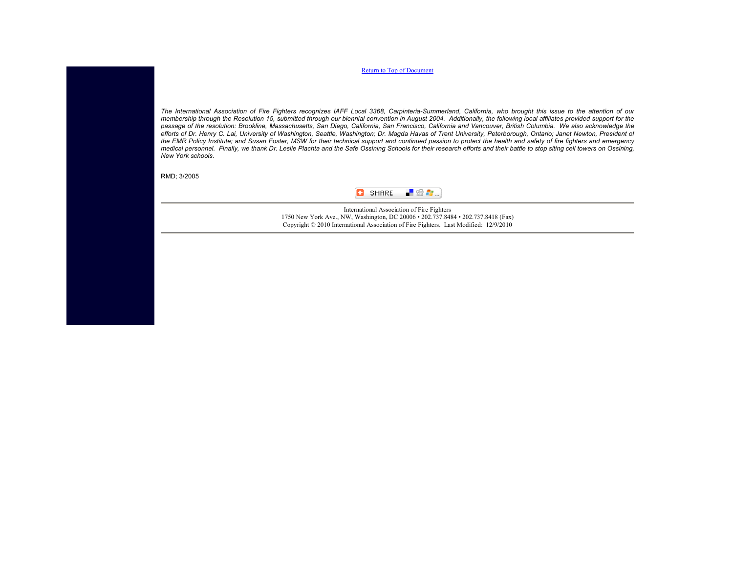[Return to Top of Document]

*The International Association of Fire Fighters recognizes IAFF Local 3368, Carpinteria-Summerland, California, who brought this issue to the attention of our membership through the Resolution 15, submitted through our biennial convention in August 2004. Additionally, the following local affiliates provided support for the passage of the resolution: Brookline, Massachusetts, San Diego, California, San Francisco, California and Vancouver, British Columbia. We also acknowledge the efforts of Dr. Henry C. Lai, University of Washington, Seattle, Washington; Dr. Magda Havas of Trent University, Peterborough, Ontario; Janet Newton, President of the EMR Policy Institute; and Susan Foster, MSW for their technical support and continued passion to protect the health and safety of fire fighters and emergency medical personnel. Finally, we thank Dr. Leslie Plachta and the Safe Ossining Schools for their research efforts and their battle to stop siting cell towers on Ossining, New York schools.*

RMD; 3/2005

SHARE

---

International Association of Fire Fighters
1750 New York Ave., NW, Washington, DC 20006 • 202.737.8484 • 202.737.8418 (Fax)
Copyright © 2010 International Association of Fire Fighters. Last Modified: 12/9/2010

---